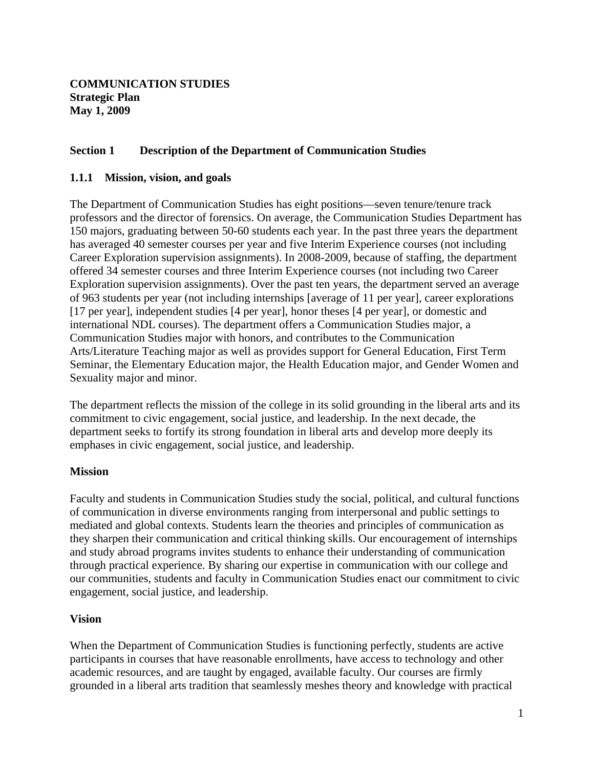**COMMUNICATION STUDIES**
**Strategic Plan**
**May 1, 2009**

## Section 1 Description of the Department of Communication Studies

### 1.1.1 Mission, vision, and goals

The Department of Communication Studies has eight positions—seven tenure/tenure track professors and the director of forensics. On average, the Communication Studies Department has 150 majors, graduating between 50-60 students each year. In the past three years the department has averaged 40 semester courses per year and five Interim Experience courses (not including Career Exploration supervision assignments). In 2008-2009, because of staffing, the department offered 34 semester courses and three Interim Experience courses (not including two Career Exploration supervision assignments). Over the past ten years, the department served an average of 963 students per year (not including internships [average of 11 per year], career explorations [17 per year], independent studies [4 per year], honor theses [4 per year], or domestic and international NDL courses). The department offers a Communication Studies major, a Communication Studies major with honors, and contributes to the Communication Arts/Literature Teaching major as well as provides support for General Education, First Term Seminar, the Elementary Education major, the Health Education major, and Gender Women and Sexuality major and minor.

The department reflects the mission of the college in its solid grounding in the liberal arts and its commitment to civic engagement, social justice, and leadership. In the next decade, the department seeks to fortify its strong foundation in liberal arts and develop more deeply its emphases in civic engagement, social justice, and leadership.

#### Mission

Faculty and students in Communication Studies study the social, political, and cultural functions of communication in diverse environments ranging from interpersonal and public settings to mediated and global contexts. Students learn the theories and principles of communication as they sharpen their communication and critical thinking skills. Our encouragement of internships and study abroad programs invites students to enhance their understanding of communication through practical experience. By sharing our expertise in communication with our college and our communities, students and faculty in Communication Studies enact our commitment to civic engagement, social justice, and leadership.

#### Vision

When the Department of Communication Studies is functioning perfectly, students are active participants in courses that have reasonable enrollments, have access to technology and other academic resources, and are taught by engaged, available faculty. Our courses are firmly grounded in a liberal arts tradition that seamlessly meshes theory and knowledge with practical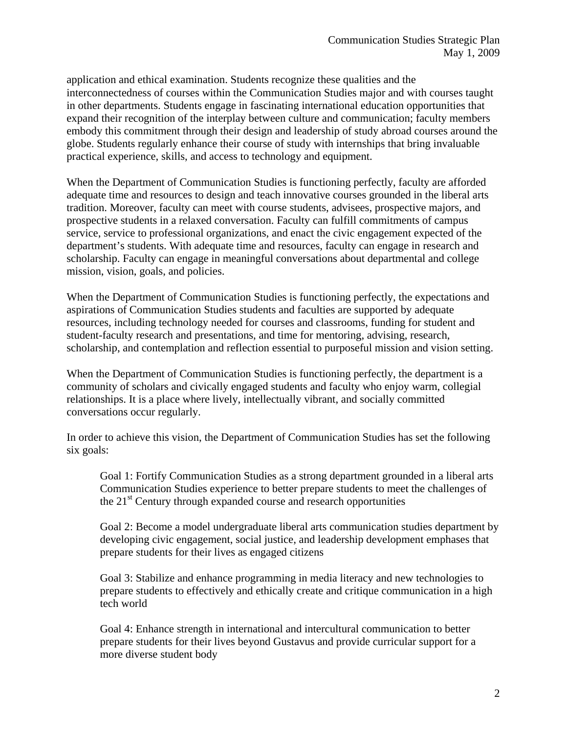application and ethical examination. Students recognize these qualities and the interconnectedness of courses within the Communication Studies major and with courses taught in other departments. Students engage in fascinating international education opportunities that expand their recognition of the interplay between culture and communication; faculty members embody this commitment through their design and leadership of study abroad courses around the globe. Students regularly enhance their course of study with internships that bring invaluable practical experience, skills, and access to technology and equipment.

When the Department of Communication Studies is functioning perfectly, faculty are afforded adequate time and resources to design and teach innovative courses grounded in the liberal arts tradition. Moreover, faculty can meet with course students, advisees, prospective majors, and prospective students in a relaxed conversation. Faculty can fulfill commitments of campus service, service to professional organizations, and enact the civic engagement expected of the department's students. With adequate time and resources, faculty can engage in research and scholarship. Faculty can engage in meaningful conversations about departmental and college mission, vision, goals, and policies.

When the Department of Communication Studies is functioning perfectly, the expectations and aspirations of Communication Studies students and faculties are supported by adequate resources, including technology needed for courses and classrooms, funding for student and student-faculty research and presentations, and time for mentoring, advising, research, scholarship, and contemplation and reflection essential to purposeful mission and vision setting.

When the Department of Communication Studies is functioning perfectly, the department is a community of scholars and civically engaged students and faculty who enjoy warm, collegial relationships. It is a place where lively, intellectually vibrant, and socially committed conversations occur regularly.

In order to achieve this vision, the Department of Communication Studies has set the following six goals:

> Goal 1: Fortify Communication Studies as a strong department grounded in a liberal arts Communication Studies experience to better prepare students to meet the challenges of the 21st Century through expanded course and research opportunities
>
> Goal 2: Become a model undergraduate liberal arts communication studies department by developing civic engagement, social justice, and leadership development emphases that prepare students for their lives as engaged citizens
>
> Goal 3: Stabilize and enhance programming in media literacy and new technologies to prepare students to effectively and ethically create and critique communication in a high tech world
>
> Goal 4: Enhance strength in international and intercultural communication to better prepare students for their lives beyond Gustavus and provide curricular support for a more diverse student body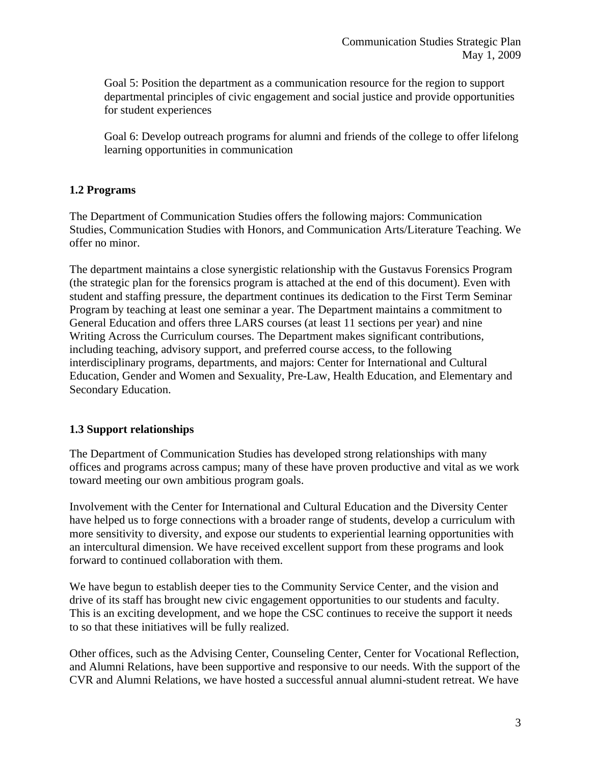Goal 5: Position the department as a communication resource for the region to support departmental principles of civic engagement and social justice and provide opportunities for student experiences

Goal 6: Develop outreach programs for alumni and friends of the college to offer lifelong learning opportunities in communication

### 1.2 Programs

The Department of Communication Studies offers the following majors: Communication Studies, Communication Studies with Honors, and Communication Arts/Literature Teaching. We offer no minor.

The department maintains a close synergistic relationship with the Gustavus Forensics Program (the strategic plan for the forensics program is attached at the end of this document). Even with student and staffing pressure, the department continues its dedication to the First Term Seminar Program by teaching at least one seminar a year. The Department maintains a commitment to General Education and offers three LARS courses (at least 11 sections per year) and nine Writing Across the Curriculum courses. The Department makes significant contributions, including teaching, advisory support, and preferred course access, to the following interdisciplinary programs, departments, and majors: Center for International and Cultural Education, Gender and Women and Sexuality, Pre-Law, Health Education, and Elementary and Secondary Education.

### 1.3 Support relationships

The Department of Communication Studies has developed strong relationships with many offices and programs across campus; many of these have proven productive and vital as we work toward meeting our own ambitious program goals.

Involvement with the Center for International and Cultural Education and the Diversity Center have helped us to forge connections with a broader range of students, develop a curriculum with more sensitivity to diversity, and expose our students to experiential learning opportunities with an intercultural dimension. We have received excellent support from these programs and look forward to continued collaboration with them.

We have begun to establish deeper ties to the Community Service Center, and the vision and drive of its staff has brought new civic engagement opportunities to our students and faculty. This is an exciting development, and we hope the CSC continues to receive the support it needs to so that these initiatives will be fully realized.

Other offices, such as the Advising Center, Counseling Center, Center for Vocational Reflection, and Alumni Relations, have been supportive and responsive to our needs. With the support of the CVR and Alumni Relations, we have hosted a successful annual alumni-student retreat. We have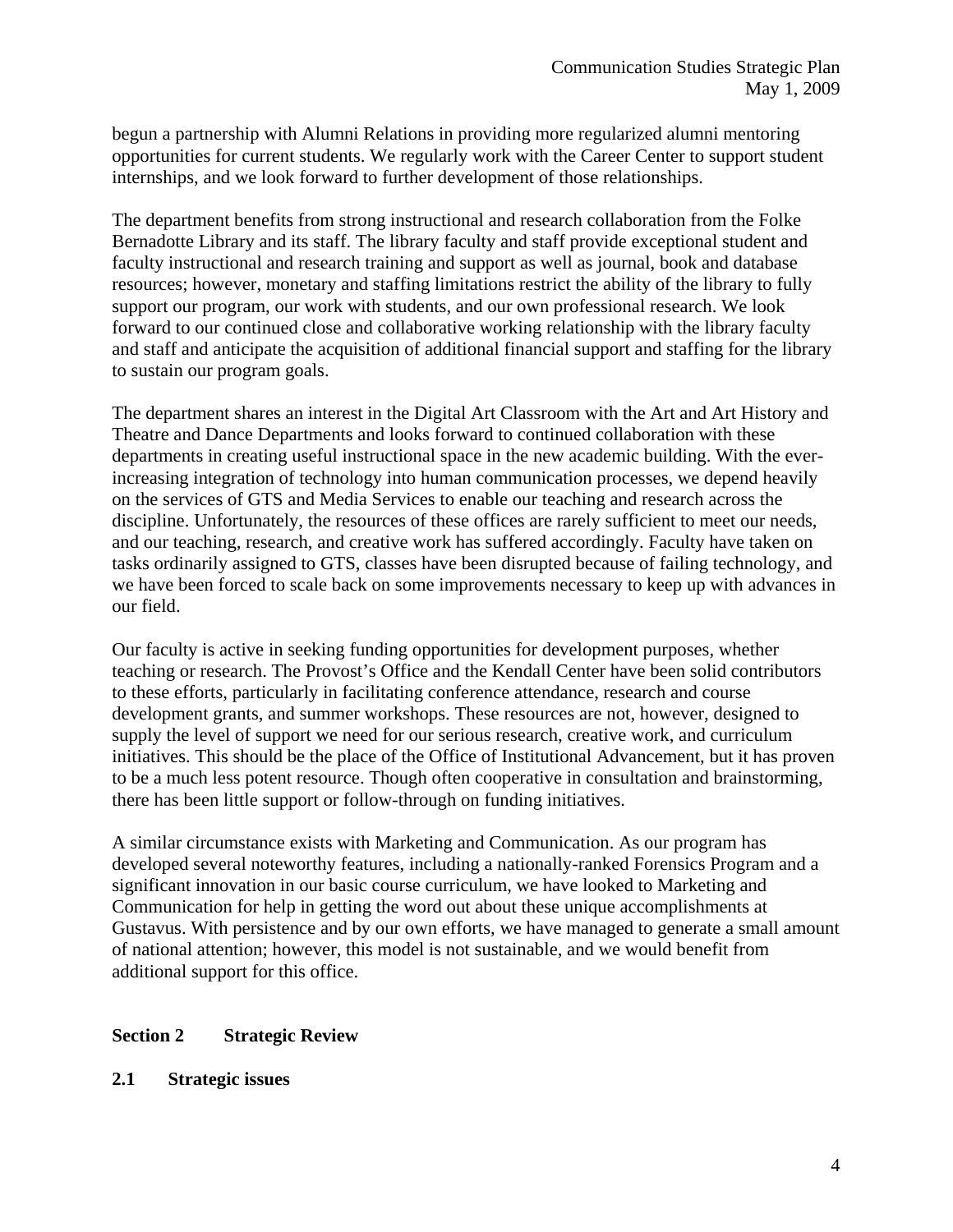begun a partnership with Alumni Relations in providing more regularized alumni mentoring opportunities for current students. We regularly work with the Career Center to support student internships, and we look forward to further development of those relationships.

The department benefits from strong instructional and research collaboration from the Folke Bernadotte Library and its staff. The library faculty and staff provide exceptional student and faculty instructional and research training and support as well as journal, book and database resources; however, monetary and staffing limitations restrict the ability of the library to fully support our program, our work with students, and our own professional research. We look forward to our continued close and collaborative working relationship with the library faculty and staff and anticipate the acquisition of additional financial support and staffing for the library to sustain our program goals.

The department shares an interest in the Digital Art Classroom with the Art and Art History and Theatre and Dance Departments and looks forward to continued collaboration with these departments in creating useful instructional space in the new academic building. With the ever-increasing integration of technology into human communication processes, we depend heavily on the services of GTS and Media Services to enable our teaching and research across the discipline. Unfortunately, the resources of these offices are rarely sufficient to meet our needs, and our teaching, research, and creative work has suffered accordingly. Faculty have taken on tasks ordinarily assigned to GTS, classes have been disrupted because of failing technology, and we have been forced to scale back on some improvements necessary to keep up with advances in our field.

Our faculty is active in seeking funding opportunities for development purposes, whether teaching or research. The Provost's Office and the Kendall Center have been solid contributors to these efforts, particularly in facilitating conference attendance, research and course development grants, and summer workshops. These resources are not, however, designed to supply the level of support we need for our serious research, creative work, and curriculum initiatives. This should be the place of the Office of Institutional Advancement, but it has proven to be a much less potent resource. Though often cooperative in consultation and brainstorming, there has been little support or follow-through on funding initiatives.

A similar circumstance exists with Marketing and Communication. As our program has developed several noteworthy features, including a nationally-ranked Forensics Program and a significant innovation in our basic course curriculum, we have looked to Marketing and Communication for help in getting the word out about these unique accomplishments at Gustavus. With persistence and by our own efforts, we have managed to generate a small amount of national attention; however, this model is not sustainable, and we would benefit from additional support for this office.

## Section 2 Strategic Review

### 2.1 Strategic issues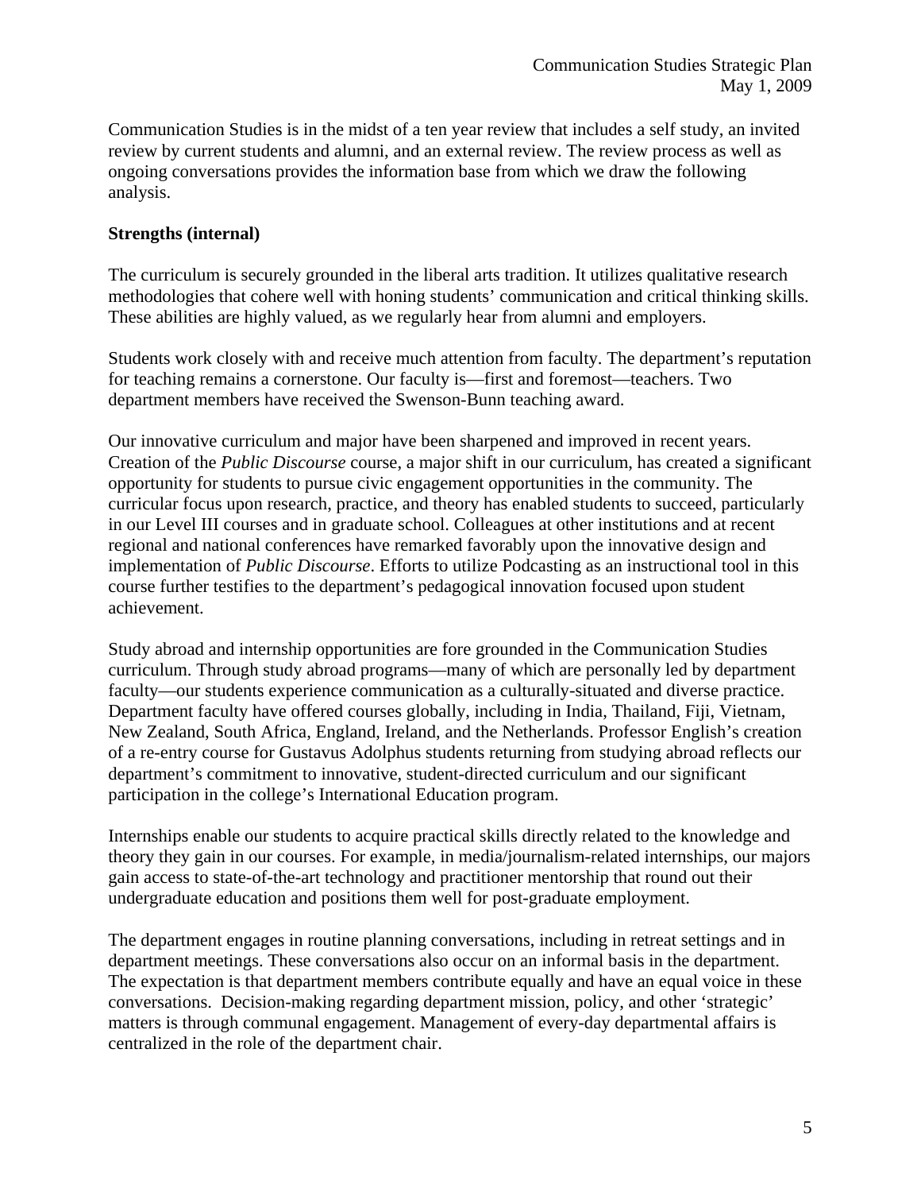Communication Studies is in the midst of a ten year review that includes a self study, an invited review by current students and alumni, and an external review. The review process as well as ongoing conversations provides the information base from which we draw the following analysis.

**Strengths (internal)**

The curriculum is securely grounded in the liberal arts tradition. It utilizes qualitative research methodologies that cohere well with honing students' communication and critical thinking skills. These abilities are highly valued, as we regularly hear from alumni and employers.

Students work closely with and receive much attention from faculty. The department's reputation for teaching remains a cornerstone. Our faculty is—first and foremost—teachers. Two department members have received the Swenson-Bunn teaching award.

Our innovative curriculum and major have been sharpened and improved in recent years. Creation of the *Public Discourse* course, a major shift in our curriculum, has created a significant opportunity for students to pursue civic engagement opportunities in the community. The curricular focus upon research, practice, and theory has enabled students to succeed, particularly in our Level III courses and in graduate school. Colleagues at other institutions and at recent regional and national conferences have remarked favorably upon the innovative design and implementation of *Public Discourse*. Efforts to utilize Podcasting as an instructional tool in this course further testifies to the department's pedagogical innovation focused upon student achievement.

Study abroad and internship opportunities are fore grounded in the Communication Studies curriculum. Through study abroad programs—many of which are personally led by department faculty—our students experience communication as a culturally-situated and diverse practice. Department faculty have offered courses globally, including in India, Thailand, Fiji, Vietnam, New Zealand, South Africa, England, Ireland, and the Netherlands. Professor English's creation of a re-entry course for Gustavus Adolphus students returning from studying abroad reflects our department's commitment to innovative, student-directed curriculum and our significant participation in the college's International Education program.

Internships enable our students to acquire practical skills directly related to the knowledge and theory they gain in our courses. For example, in media/journalism-related internships, our majors gain access to state-of-the-art technology and practitioner mentorship that round out their undergraduate education and positions them well for post-graduate employment.

The department engages in routine planning conversations, including in retreat settings and in department meetings. These conversations also occur on an informal basis in the department. The expectation is that department members contribute equally and have an equal voice in these conversations. Decision-making regarding department mission, policy, and other 'strategic' matters is through communal engagement. Management of every-day departmental affairs is centralized in the role of the department chair.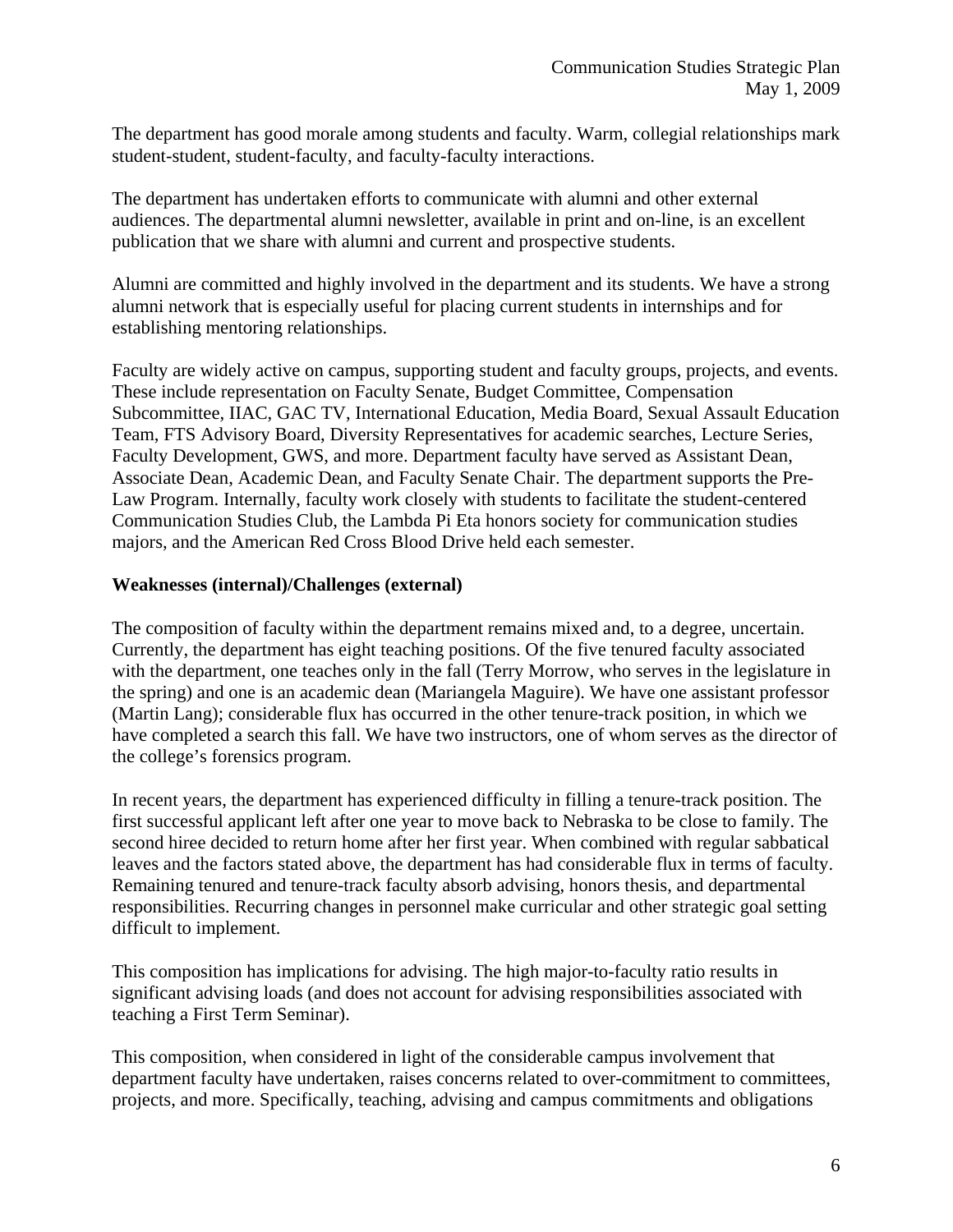The department has good morale among students and faculty. Warm, collegial relationships mark student-student, student-faculty, and faculty-faculty interactions.

The department has undertaken efforts to communicate with alumni and other external audiences. The departmental alumni newsletter, available in print and on-line, is an excellent publication that we share with alumni and current and prospective students.

Alumni are committed and highly involved in the department and its students. We have a strong alumni network that is especially useful for placing current students in internships and for establishing mentoring relationships.

Faculty are widely active on campus, supporting student and faculty groups, projects, and events. These include representation on Faculty Senate, Budget Committee, Compensation Subcommittee, IIAC, GAC TV, International Education, Media Board, Sexual Assault Education Team, FTS Advisory Board, Diversity Representatives for academic searches, Lecture Series, Faculty Development, GWS, and more. Department faculty have served as Assistant Dean, Associate Dean, Academic Dean, and Faculty Senate Chair. The department supports the Pre-Law Program. Internally, faculty work closely with students to facilitate the student-centered Communication Studies Club, the Lambda Pi Eta honors society for communication studies majors, and the American Red Cross Blood Drive held each semester.

**Weaknesses (internal)/Challenges (external)**

The composition of faculty within the department remains mixed and, to a degree, uncertain. Currently, the department has eight teaching positions. Of the five tenured faculty associated with the department, one teaches only in the fall (Terry Morrow, who serves in the legislature in the spring) and one is an academic dean (Mariangela Maguire). We have one assistant professor (Martin Lang); considerable flux has occurred in the other tenure-track position, in which we have completed a search this fall. We have two instructors, one of whom serves as the director of the college's forensics program.

In recent years, the department has experienced difficulty in filling a tenure-track position. The first successful applicant left after one year to move back to Nebraska to be close to family. The second hiree decided to return home after her first year. When combined with regular sabbatical leaves and the factors stated above, the department has had considerable flux in terms of faculty. Remaining tenured and tenure-track faculty absorb advising, honors thesis, and departmental responsibilities. Recurring changes in personnel make curricular and other strategic goal setting difficult to implement.

This composition has implications for advising. The high major-to-faculty ratio results in significant advising loads (and does not account for advising responsibilities associated with teaching a First Term Seminar).

This composition, when considered in light of the considerable campus involvement that department faculty have undertaken, raises concerns related to over-commitment to committees, projects, and more. Specifically, teaching, advising and campus commitments and obligations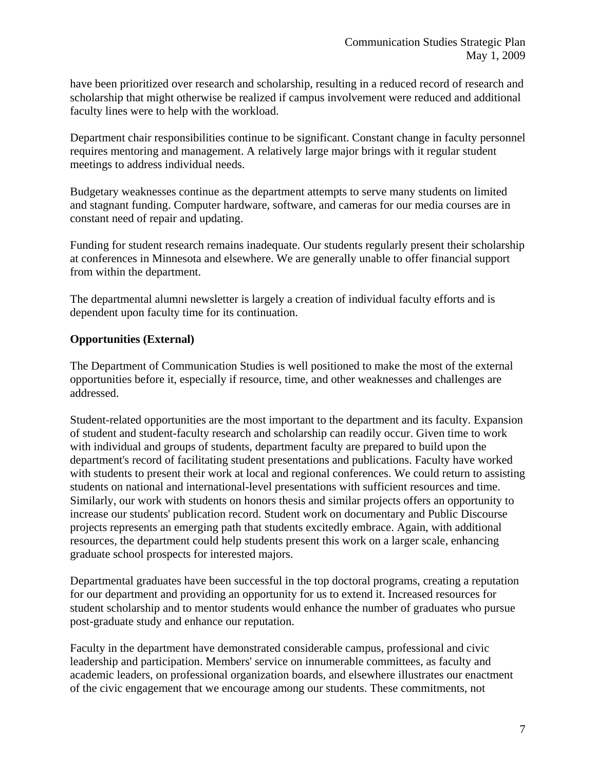have been prioritized over research and scholarship, resulting in a reduced record of research and scholarship that might otherwise be realized if campus involvement were reduced and additional faculty lines were to help with the workload.

Department chair responsibilities continue to be significant. Constant change in faculty personnel requires mentoring and management. A relatively large major brings with it regular student meetings to address individual needs.

Budgetary weaknesses continue as the department attempts to serve many students on limited and stagnant funding. Computer hardware, software, and cameras for our media courses are in constant need of repair and updating.

Funding for student research remains inadequate. Our students regularly present their scholarship at conferences in Minnesota and elsewhere. We are generally unable to offer financial support from within the department.

The departmental alumni newsletter is largely a creation of individual faculty efforts and is dependent upon faculty time for its continuation.

**Opportunities (External)**

The Department of Communication Studies is well positioned to make the most of the external opportunities before it, especially if resource, time, and other weaknesses and challenges are addressed.

Student-related opportunities are the most important to the department and its faculty. Expansion of student and student-faculty research and scholarship can readily occur. Given time to work with individual and groups of students, department faculty are prepared to build upon the department's record of facilitating student presentations and publications. Faculty have worked with students to present their work at local and regional conferences. We could return to assisting students on national and international-level presentations with sufficient resources and time. Similarly, our work with students on honors thesis and similar projects offers an opportunity to increase our students' publication record. Student work on documentary and Public Discourse projects represents an emerging path that students excitedly embrace. Again, with additional resources, the department could help students present this work on a larger scale, enhancing graduate school prospects for interested majors.

Departmental graduates have been successful in the top doctoral programs, creating a reputation for our department and providing an opportunity for us to extend it. Increased resources for student scholarship and to mentor students would enhance the number of graduates who pursue post-graduate study and enhance our reputation.

Faculty in the department have demonstrated considerable campus, professional and civic leadership and participation. Members' service on innumerable committees, as faculty and academic leaders, on professional organization boards, and elsewhere illustrates our enactment of the civic engagement that we encourage among our students. These commitments, not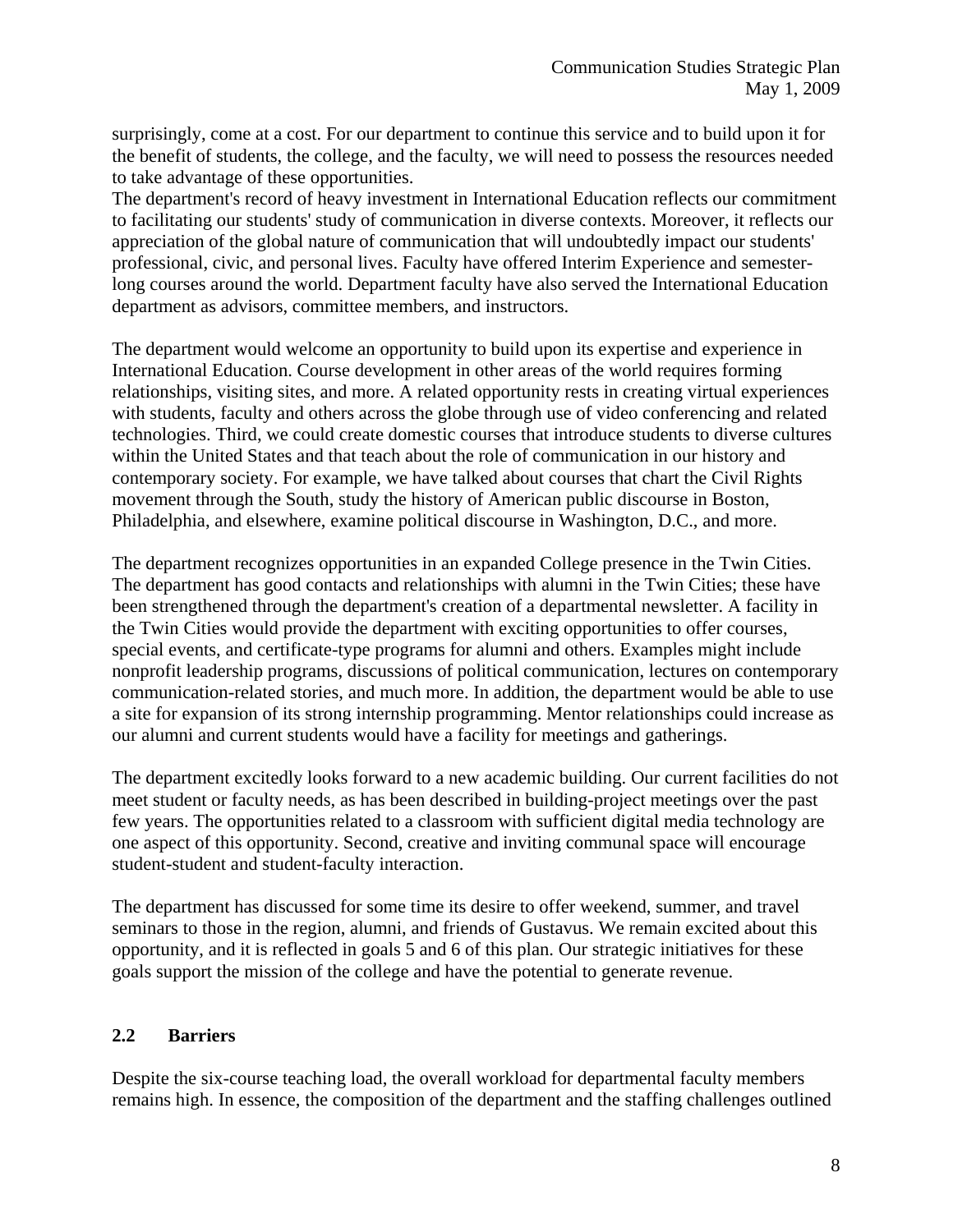surprisingly, come at a cost. For our department to continue this service and to build upon it for the benefit of students, the college, and the faculty, we will need to possess the resources needed to take advantage of these opportunities.

The department's record of heavy investment in International Education reflects our commitment to facilitating our students' study of communication in diverse contexts. Moreover, it reflects our appreciation of the global nature of communication that will undoubtedly impact our students' professional, civic, and personal lives. Faculty have offered Interim Experience and semester-long courses around the world. Department faculty have also served the International Education department as advisors, committee members, and instructors.

The department would welcome an opportunity to build upon its expertise and experience in International Education. Course development in other areas of the world requires forming relationships, visiting sites, and more. A related opportunity rests in creating virtual experiences with students, faculty and others across the globe through use of video conferencing and related technologies. Third, we could create domestic courses that introduce students to diverse cultures within the United States and that teach about the role of communication in our history and contemporary society. For example, we have talked about courses that chart the Civil Rights movement through the South, study the history of American public discourse in Boston, Philadelphia, and elsewhere, examine political discourse in Washington, D.C., and more.

The department recognizes opportunities in an expanded College presence in the Twin Cities. The department has good contacts and relationships with alumni in the Twin Cities; these have been strengthened through the department's creation of a departmental newsletter. A facility in the Twin Cities would provide the department with exciting opportunities to offer courses, special events, and certificate-type programs for alumni and others. Examples might include nonprofit leadership programs, discussions of political communication, lectures on contemporary communication-related stories, and much more. In addition, the department would be able to use a site for expansion of its strong internship programming. Mentor relationships could increase as our alumni and current students would have a facility for meetings and gatherings.

The department excitedly looks forward to a new academic building. Our current facilities do not meet student or faculty needs, as has been described in building-project meetings over the past few years. The opportunities related to a classroom with sufficient digital media technology are one aspect of this opportunity. Second, creative and inviting communal space will encourage student-student and student-faculty interaction.

The department has discussed for some time its desire to offer weekend, summer, and travel seminars to those in the region, alumni, and friends of Gustavus. We remain excited about this opportunity, and it is reflected in goals 5 and 6 of this plan. Our strategic initiatives for these goals support the mission of the college and have the potential to generate revenue.

## 2.2 Barriers

Despite the six-course teaching load, the overall workload for departmental faculty members remains high. In essence, the composition of the department and the staffing challenges outlined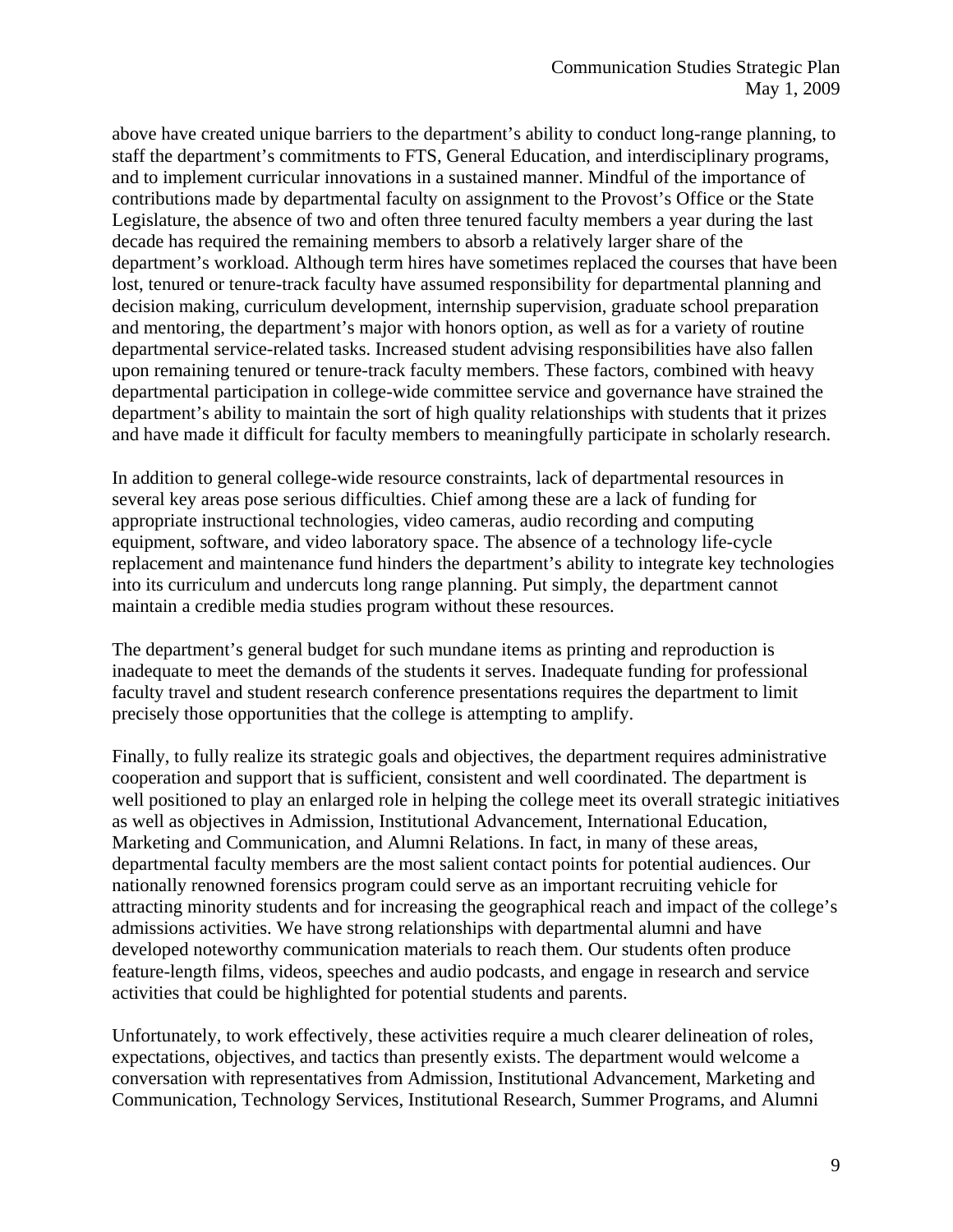above have created unique barriers to the department's ability to conduct long-range planning, to staff the department's commitments to FTS, General Education, and interdisciplinary programs, and to implement curricular innovations in a sustained manner. Mindful of the importance of contributions made by departmental faculty on assignment to the Provost's Office or the State Legislature, the absence of two and often three tenured faculty members a year during the last decade has required the remaining members to absorb a relatively larger share of the department's workload. Although term hires have sometimes replaced the courses that have been lost, tenured or tenure-track faculty have assumed responsibility for departmental planning and decision making, curriculum development, internship supervision, graduate school preparation and mentoring, the department's major with honors option, as well as for a variety of routine departmental service-related tasks. Increased student advising responsibilities have also fallen upon remaining tenured or tenure-track faculty members. These factors, combined with heavy departmental participation in college-wide committee service and governance have strained the department's ability to maintain the sort of high quality relationships with students that it prizes and have made it difficult for faculty members to meaningfully participate in scholarly research.

In addition to general college-wide resource constraints, lack of departmental resources in several key areas pose serious difficulties. Chief among these are a lack of funding for appropriate instructional technologies, video cameras, audio recording and computing equipment, software, and video laboratory space. The absence of a technology life-cycle replacement and maintenance fund hinders the department's ability to integrate key technologies into its curriculum and undercuts long range planning. Put simply, the department cannot maintain a credible media studies program without these resources.

The department's general budget for such mundane items as printing and reproduction is inadequate to meet the demands of the students it serves. Inadequate funding for professional faculty travel and student research conference presentations requires the department to limit precisely those opportunities that the college is attempting to amplify.

Finally, to fully realize its strategic goals and objectives, the department requires administrative cooperation and support that is sufficient, consistent and well coordinated. The department is well positioned to play an enlarged role in helping the college meet its overall strategic initiatives as well as objectives in Admission, Institutional Advancement, International Education, Marketing and Communication, and Alumni Relations. In fact, in many of these areas, departmental faculty members are the most salient contact points for potential audiences. Our nationally renowned forensics program could serve as an important recruiting vehicle for attracting minority students and for increasing the geographical reach and impact of the college's admissions activities. We have strong relationships with departmental alumni and have developed noteworthy communication materials to reach them. Our students often produce feature-length films, videos, speeches and audio podcasts, and engage in research and service activities that could be highlighted for potential students and parents.

Unfortunately, to work effectively, these activities require a much clearer delineation of roles, expectations, objectives, and tactics than presently exists. The department would welcome a conversation with representatives from Admission, Institutional Advancement, Marketing and Communication, Technology Services, Institutional Research, Summer Programs, and Alumni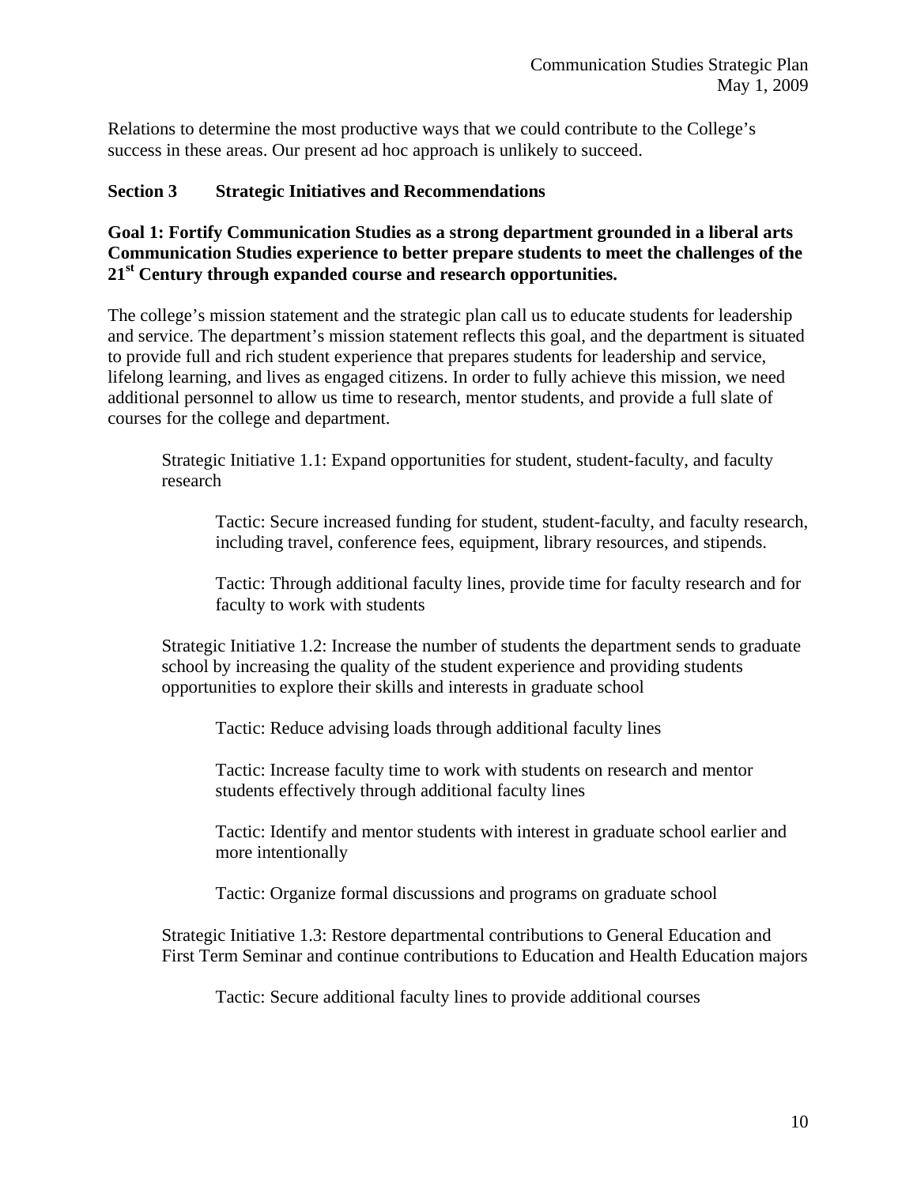Relations to determine the most productive ways that we could contribute to the College's success in these areas. Our present ad hoc approach is unlikely to succeed.

## Section 3 Strategic Initiatives and Recommendations

### Goal 1: Fortify Communication Studies as a strong department grounded in a liberal arts Communication Studies experience to better prepare students to meet the challenges of the 21st Century through expanded course and research opportunities.

The college's mission statement and the strategic plan call us to educate students for leadership and service. The department's mission statement reflects this goal, and the department is situated to provide full and rich student experience that prepares students for leadership and service, lifelong learning, and lives as engaged citizens. In order to fully achieve this mission, we need additional personnel to allow us time to research, mentor students, and provide a full slate of courses for the college and department.

Strategic Initiative 1.1: Expand opportunities for student, student-faculty, and faculty research

- Tactic: Secure increased funding for student, student-faculty, and faculty research, including travel, conference fees, equipment, library resources, and stipends.
- Tactic: Through additional faculty lines, provide time for faculty research and for faculty to work with students

Strategic Initiative 1.2: Increase the number of students the department sends to graduate school by increasing the quality of the student experience and providing students opportunities to explore their skills and interests in graduate school

- Tactic: Reduce advising loads through additional faculty lines
- Tactic: Increase faculty time to work with students on research and mentor students effectively through additional faculty lines
- Tactic: Identify and mentor students with interest in graduate school earlier and more intentionally
- Tactic: Organize formal discussions and programs on graduate school

Strategic Initiative 1.3: Restore departmental contributions to General Education and First Term Seminar and continue contributions to Education and Health Education majors

- Tactic: Secure additional faculty lines to provide additional courses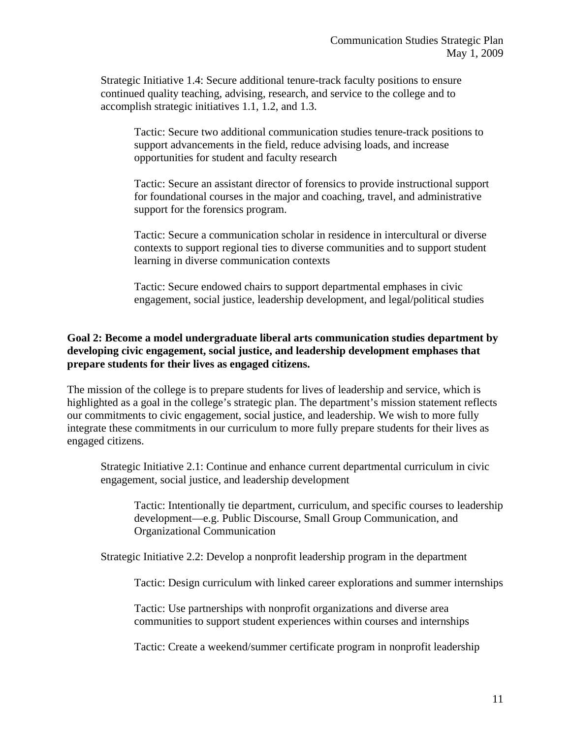Strategic Initiative 1.4: Secure additional tenure-track faculty positions to ensure continued quality teaching, advising, research, and service to the college and to accomplish strategic initiatives 1.1, 1.2, and 1.3.

Tactic: Secure two additional communication studies tenure-track positions to support advancements in the field, reduce advising loads, and increase opportunities for student and faculty research

Tactic: Secure an assistant director of forensics to provide instructional support for foundational courses in the major and coaching, travel, and administrative support for the forensics program.

Tactic: Secure a communication scholar in residence in intercultural or diverse contexts to support regional ties to diverse communities and to support student learning in diverse communication contexts

Tactic: Secure endowed chairs to support departmental emphases in civic engagement, social justice, leadership development, and legal/political studies

**Goal 2: Become a model undergraduate liberal arts communication studies department by developing civic engagement, social justice, and leadership development emphases that prepare students for their lives as engaged citizens.**

The mission of the college is to prepare students for lives of leadership and service, which is highlighted as a goal in the college's strategic plan. The department's mission statement reflects our commitments to civic engagement, social justice, and leadership. We wish to more fully integrate these commitments in our curriculum to more fully prepare students for their lives as engaged citizens.

Strategic Initiative 2.1: Continue and enhance current departmental curriculum in civic engagement, social justice, and leadership development

Tactic: Intentionally tie department, curriculum, and specific courses to leadership development—e.g. Public Discourse, Small Group Communication, and Organizational Communication

Strategic Initiative 2.2: Develop a nonprofit leadership program in the department

Tactic: Design curriculum with linked career explorations and summer internships

Tactic: Use partnerships with nonprofit organizations and diverse area communities to support student experiences within courses and internships

Tactic: Create a weekend/summer certificate program in nonprofit leadership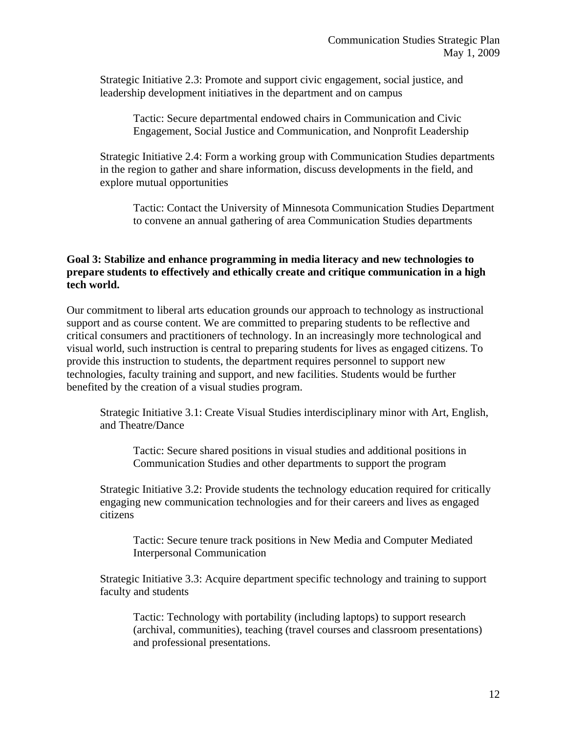Strategic Initiative 2.3: Promote and support civic engagement, social justice, and leadership development initiatives in the department and on campus

> Tactic: Secure departmental endowed chairs in Communication and Civic Engagement, Social Justice and Communication, and Nonprofit Leadership

Strategic Initiative 2.4: Form a working group with Communication Studies departments in the region to gather and share information, discuss developments in the field, and explore mutual opportunities

> Tactic: Contact the University of Minnesota Communication Studies Department to convene an annual gathering of area Communication Studies departments

**Goal 3: Stabilize and enhance programming in media literacy and new technologies to prepare students to effectively and ethically create and critique communication in a high tech world.**

Our commitment to liberal arts education grounds our approach to technology as instructional support and as course content. We are committed to preparing students to be reflective and critical consumers and practitioners of technology. In an increasingly more technological and visual world, such instruction is central to preparing students for lives as engaged citizens. To provide this instruction to students, the department requires personnel to support new technologies, faculty training and support, and new facilities. Students would be further benefited by the creation of a visual studies program.

Strategic Initiative 3.1: Create Visual Studies interdisciplinary minor with Art, English, and Theatre/Dance

> Tactic: Secure shared positions in visual studies and additional positions in Communication Studies and other departments to support the program

Strategic Initiative 3.2: Provide students the technology education required for critically engaging new communication technologies and for their careers and lives as engaged citizens

> Tactic: Secure tenure track positions in New Media and Computer Mediated Interpersonal Communication

Strategic Initiative 3.3: Acquire department specific technology and training to support faculty and students

> Tactic: Technology with portability (including laptops) to support research (archival, communities), teaching (travel courses and classroom presentations) and professional presentations.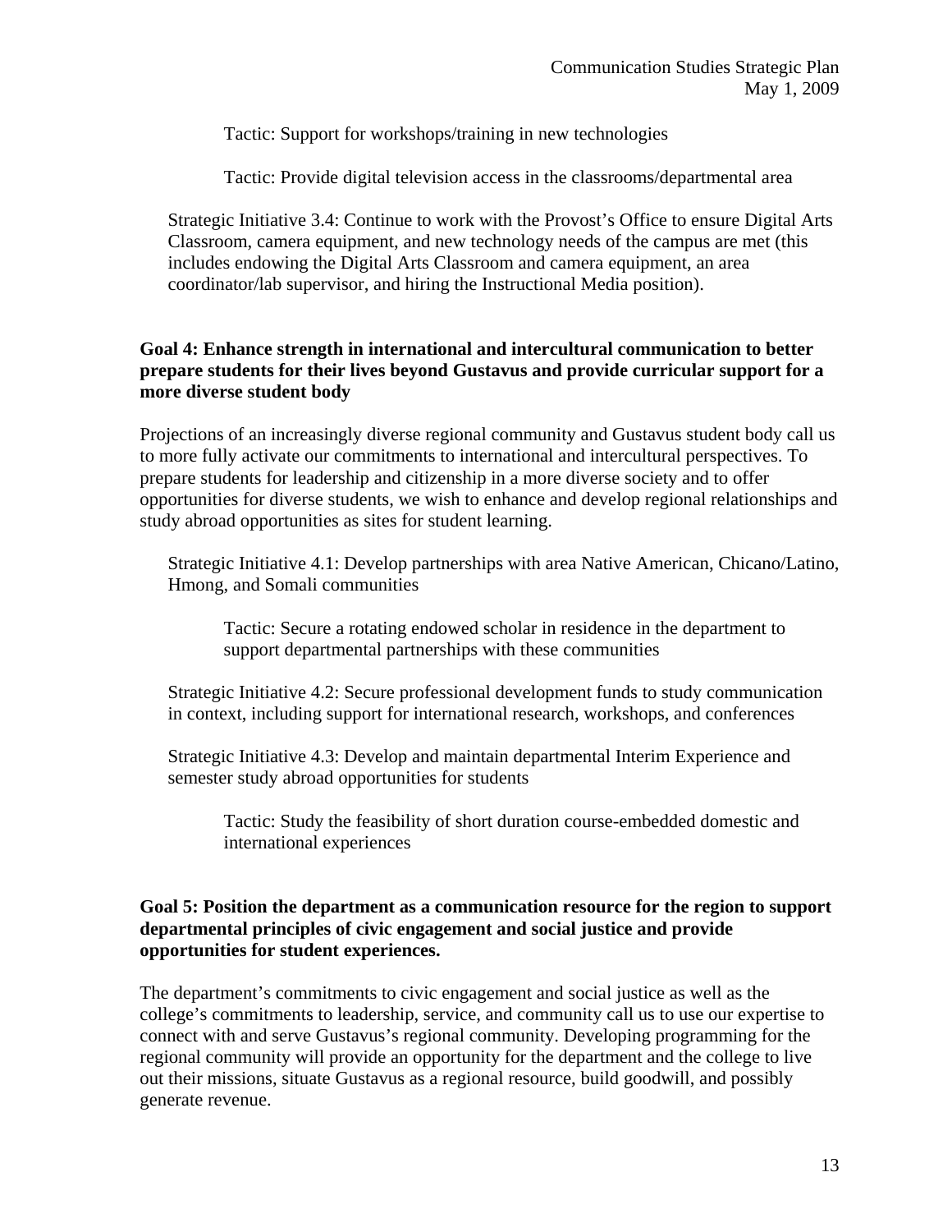Tactic: Support for workshops/training in new technologies

Tactic: Provide digital television access in the classrooms/departmental area

Strategic Initiative 3.4: Continue to work with the Provost's Office to ensure Digital Arts Classroom, camera equipment, and new technology needs of the campus are met (this includes endowing the Digital Arts Classroom and camera equipment, an area coordinator/lab supervisor, and hiring the Instructional Media position).

**Goal 4: Enhance strength in international and intercultural communication to better prepare students for their lives beyond Gustavus and provide curricular support for a more diverse student body**

Projections of an increasingly diverse regional community and Gustavus student body call us to more fully activate our commitments to international and intercultural perspectives. To prepare students for leadership and citizenship in a more diverse society and to offer opportunities for diverse students, we wish to enhance and develop regional relationships and study abroad opportunities as sites for student learning.

Strategic Initiative 4.1: Develop partnerships with area Native American, Chicano/Latino, Hmong, and Somali communities

Tactic: Secure a rotating endowed scholar in residence in the department to support departmental partnerships with these communities

Strategic Initiative 4.2: Secure professional development funds to study communication in context, including support for international research, workshops, and conferences

Strategic Initiative 4.3: Develop and maintain departmental Interim Experience and semester study abroad opportunities for students

Tactic: Study the feasibility of short duration course-embedded domestic and international experiences

**Goal 5: Position the department as a communication resource for the region to support departmental principles of civic engagement and social justice and provide opportunities for student experiences.**

The department's commitments to civic engagement and social justice as well as the college's commitments to leadership, service, and community call us to use our expertise to connect with and serve Gustavus's regional community. Developing programming for the regional community will provide an opportunity for the department and the college to live out their missions, situate Gustavus as a regional resource, build goodwill, and possibly generate revenue.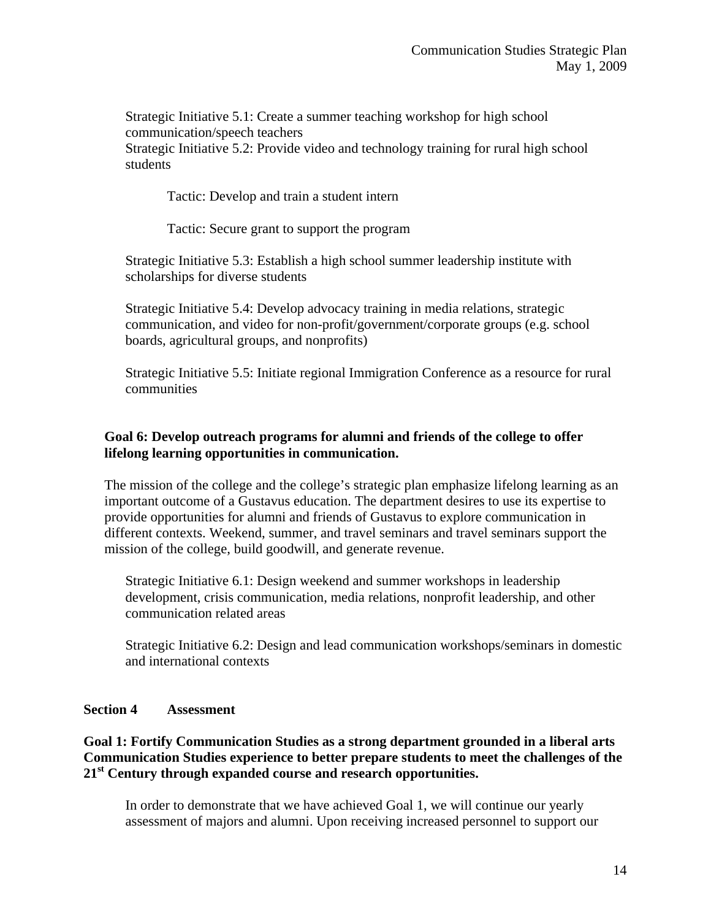Strategic Initiative 5.1: Create a summer teaching workshop for high school communication/speech teachers
Strategic Initiative 5.2: Provide video and technology training for rural high school students

Tactic: Develop and train a student intern

Tactic: Secure grant to support the program

Strategic Initiative 5.3: Establish a high school summer leadership institute with scholarships for diverse students

Strategic Initiative 5.4: Develop advocacy training in media relations, strategic communication, and video for non-profit/government/corporate groups (e.g. school boards, agricultural groups, and nonprofits)

Strategic Initiative 5.5: Initiate regional Immigration Conference as a resource for rural communities

**Goal 6: Develop outreach programs for alumni and friends of the college to offer lifelong learning opportunities in communication.**

The mission of the college and the college's strategic plan emphasize lifelong learning as an important outcome of a Gustavus education. The department desires to use its expertise to provide opportunities for alumni and friends of Gustavus to explore communication in different contexts. Weekend, summer, and travel seminars and travel seminars support the mission of the college, build goodwill, and generate revenue.

Strategic Initiative 6.1: Design weekend and summer workshops in leadership development, crisis communication, media relations, nonprofit leadership, and other communication related areas

Strategic Initiative 6.2: Design and lead communication workshops/seminars in domestic and international contexts

## Section 4 Assessment

**Goal 1: Fortify Communication Studies as a strong department grounded in a liberal arts Communication Studies experience to better prepare students to meet the challenges of the 21st Century through expanded course and research opportunities.**

In order to demonstrate that we have achieved Goal 1, we will continue our yearly assessment of majors and alumni. Upon receiving increased personnel to support our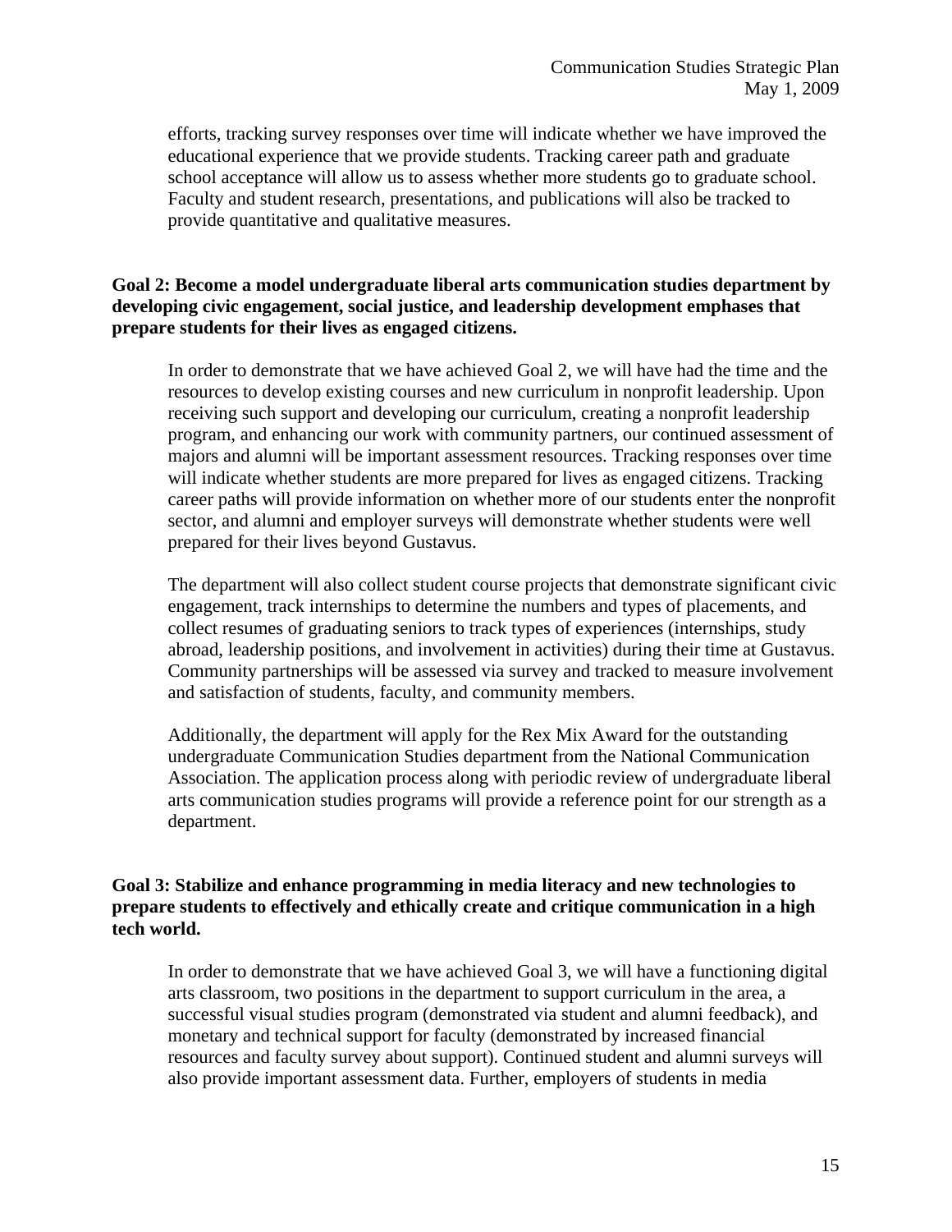efforts, tracking survey responses over time will indicate whether we have improved the educational experience that we provide students. Tracking career path and graduate school acceptance will allow us to assess whether more students go to graduate school. Faculty and student research, presentations, and publications will also be tracked to provide quantitative and qualitative measures.

**Goal 2: Become a model undergraduate liberal arts communication studies department by developing civic engagement, social justice, and leadership development emphases that prepare students for their lives as engaged citizens.**

In order to demonstrate that we have achieved Goal 2, we will have had the time and the resources to develop existing courses and new curriculum in nonprofit leadership. Upon receiving such support and developing our curriculum, creating a nonprofit leadership program, and enhancing our work with community partners, our continued assessment of majors and alumni will be important assessment resources. Tracking responses over time will indicate whether students are more prepared for lives as engaged citizens. Tracking career paths will provide information on whether more of our students enter the nonprofit sector, and alumni and employer surveys will demonstrate whether students were well prepared for their lives beyond Gustavus.

The department will also collect student course projects that demonstrate significant civic engagement, track internships to determine the numbers and types of placements, and collect resumes of graduating seniors to track types of experiences (internships, study abroad, leadership positions, and involvement in activities) during their time at Gustavus. Community partnerships will be assessed via survey and tracked to measure involvement and satisfaction of students, faculty, and community members.

Additionally, the department will apply for the Rex Mix Award for the outstanding undergraduate Communication Studies department from the National Communication Association. The application process along with periodic review of undergraduate liberal arts communication studies programs will provide a reference point for our strength as a department.

**Goal 3: Stabilize and enhance programming in media literacy and new technologies to prepare students to effectively and ethically create and critique communication in a high tech world.**

In order to demonstrate that we have achieved Goal 3, we will have a functioning digital arts classroom, two positions in the department to support curriculum in the area, a successful visual studies program (demonstrated via student and alumni feedback), and monetary and technical support for faculty (demonstrated by increased financial resources and faculty survey about support). Continued student and alumni surveys will also provide important assessment data. Further, employers of students in media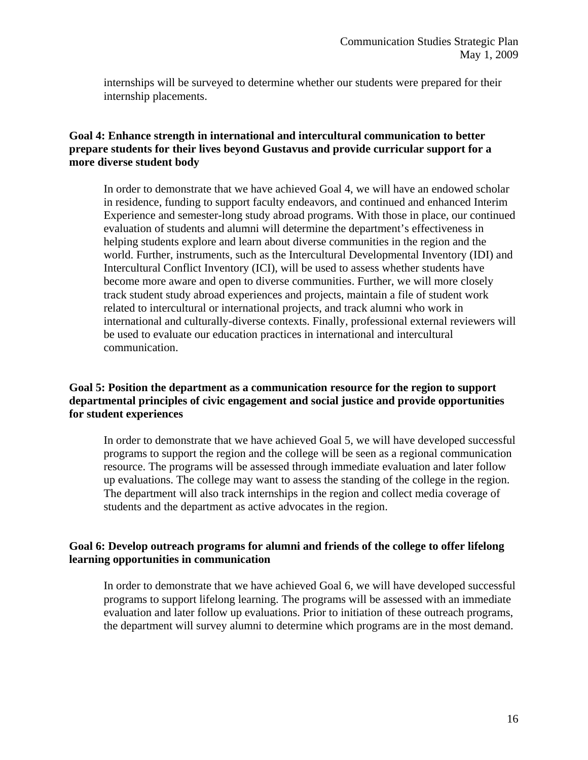internships will be surveyed to determine whether our students were prepared for their internship placements.

**Goal 4: Enhance strength in international and intercultural communication to better prepare students for their lives beyond Gustavus and provide curricular support for a more diverse student body**

In order to demonstrate that we have achieved Goal 4, we will have an endowed scholar in residence, funding to support faculty endeavors, and continued and enhanced Interim Experience and semester-long study abroad programs. With those in place, our continued evaluation of students and alumni will determine the department's effectiveness in helping students explore and learn about diverse communities in the region and the world. Further, instruments, such as the Intercultural Developmental Inventory (IDI) and Intercultural Conflict Inventory (ICI), will be used to assess whether students have become more aware and open to diverse communities. Further, we will more closely track student study abroad experiences and projects, maintain a file of student work related to intercultural or international projects, and track alumni who work in international and culturally-diverse contexts. Finally, professional external reviewers will be used to evaluate our education practices in international and intercultural communication.

**Goal 5: Position the department as a communication resource for the region to support departmental principles of civic engagement and social justice and provide opportunities for student experiences**

In order to demonstrate that we have achieved Goal 5, we will have developed successful programs to support the region and the college will be seen as a regional communication resource. The programs will be assessed through immediate evaluation and later follow up evaluations. The college may want to assess the standing of the college in the region. The department will also track internships in the region and collect media coverage of students and the department as active advocates in the region.

**Goal 6: Develop outreach programs for alumni and friends of the college to offer lifelong learning opportunities in communication**

In order to demonstrate that we have achieved Goal 6, we will have developed successful programs to support lifelong learning. The programs will be assessed with an immediate evaluation and later follow up evaluations. Prior to initiation of these outreach programs, the department will survey alumni to determine which programs are in the most demand.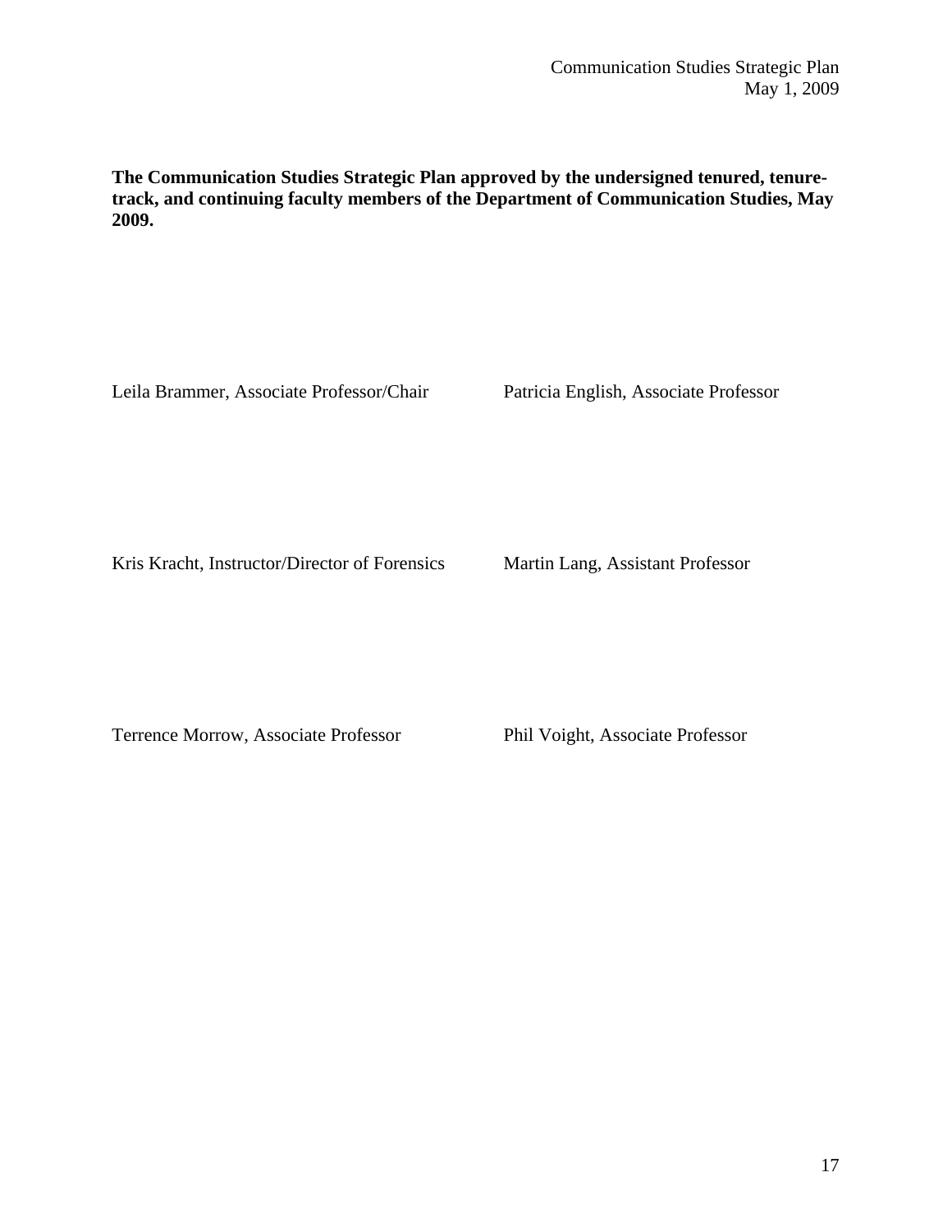**The Communication Studies Strategic Plan approved by the undersigned tenured, tenure-track, and continuing faculty members of the Department of Communication Studies, May 2009.**

Leila Brammer, Associate Professor/Chair

Patricia English, Associate Professor

Kris Kracht, Instructor/Director of Forensics

Martin Lang, Assistant Professor

Terrence Morrow, Associate Professor

Phil Voight, Associate Professor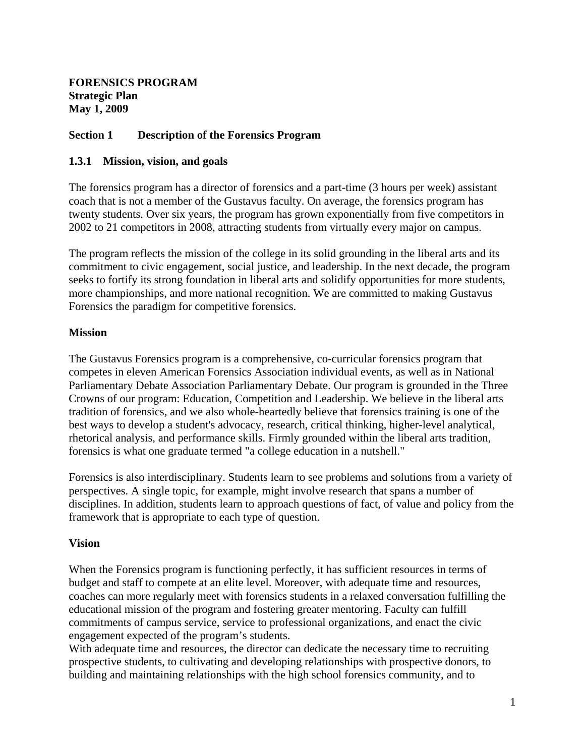**FORENSICS PROGRAM**
**Strategic Plan**
**May 1, 2009**

## Section 1 Description of the Forensics Program

### 1.3.1 Mission, vision, and goals

The forensics program has a director of forensics and a part-time (3 hours per week) assistant coach that is not a member of the Gustavus faculty. On average, the forensics program has twenty students. Over six years, the program has grown exponentially from five competitors in 2002 to 21 competitors in 2008, attracting students from virtually every major on campus.

The program reflects the mission of the college in its solid grounding in the liberal arts and its commitment to civic engagement, social justice, and leadership. In the next decade, the program seeks to fortify its strong foundation in liberal arts and solidify opportunities for more students, more championships, and more national recognition. We are committed to making Gustavus Forensics the paradigm for competitive forensics.

**Mission**

The Gustavus Forensics program is a comprehensive, co-curricular forensics program that competes in eleven American Forensics Association individual events, as well as in National Parliamentary Debate Association Parliamentary Debate. Our program is grounded in the Three Crowns of our program: Education, Competition and Leadership. We believe in the liberal arts tradition of forensics, and we also whole-heartedly believe that forensics training is one of the best ways to develop a student's advocacy, research, critical thinking, higher-level analytical, rhetorical analysis, and performance skills. Firmly grounded within the liberal arts tradition, forensics is what one graduate termed "a college education in a nutshell."

Forensics is also interdisciplinary. Students learn to see problems and solutions from a variety of perspectives. A single topic, for example, might involve research that spans a number of disciplines. In addition, students learn to approach questions of fact, of value and policy from the framework that is appropriate to each type of question.

**Vision**

When the Forensics program is functioning perfectly, it has sufficient resources in terms of budget and staff to compete at an elite level. Moreover, with adequate time and resources, coaches can more regularly meet with forensics students in a relaxed conversation fulfilling the educational mission of the program and fostering greater mentoring. Faculty can fulfill commitments of campus service, service to professional organizations, and enact the civic engagement expected of the program's students.
With adequate time and resources, the director can dedicate the necessary time to recruiting prospective students, to cultivating and developing relationships with prospective donors, to building and maintaining relationships with the high school forensics community, and to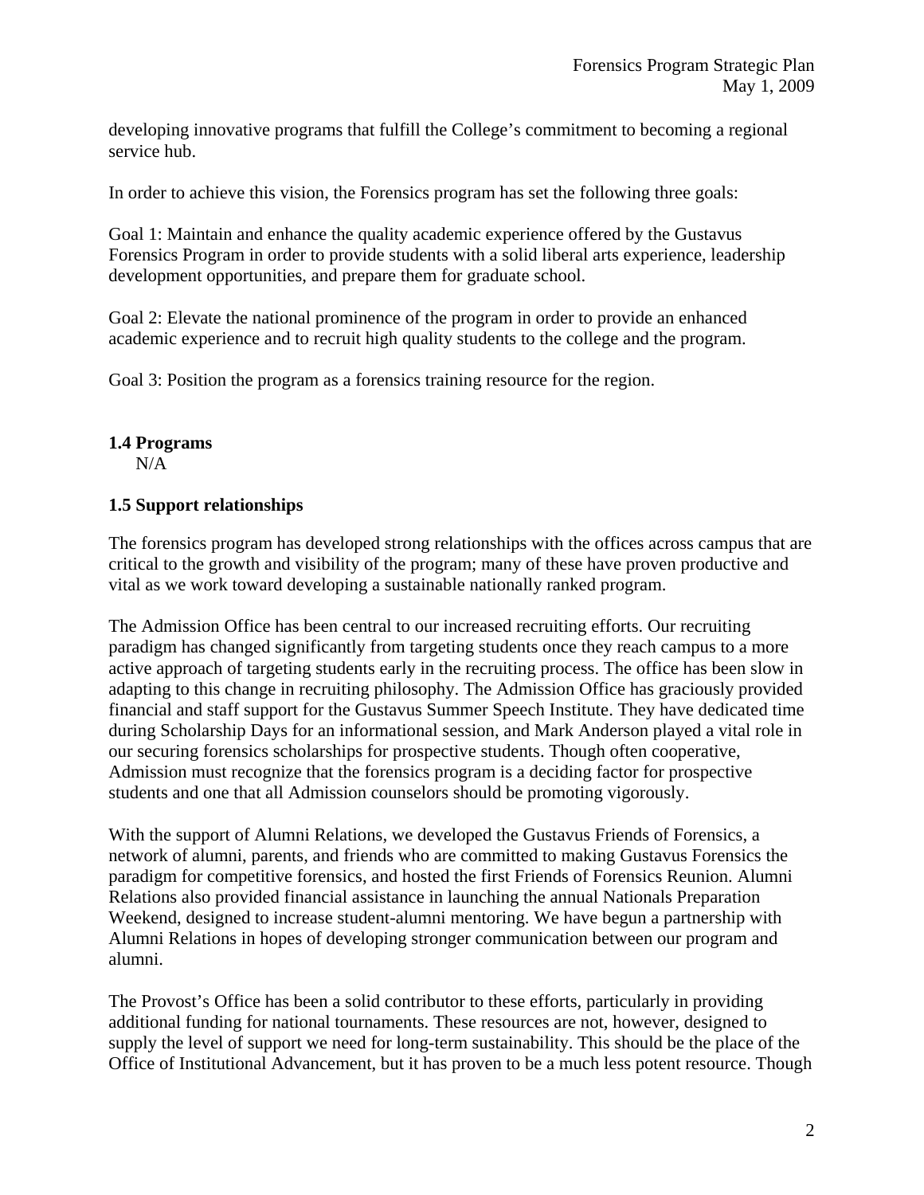developing innovative programs that fulfill the College's commitment to becoming a regional service hub.

In order to achieve this vision, the Forensics program has set the following three goals:

Goal 1: Maintain and enhance the quality academic experience offered by the Gustavus Forensics Program in order to provide students with a solid liberal arts experience, leadership development opportunities, and prepare them for graduate school.

Goal 2: Elevate the national prominence of the program in order to provide an enhanced academic experience and to recruit high quality students to the college and the program.

Goal 3: Position the program as a forensics training resource for the region.

**1.4 Programs**

N/A

**1.5 Support relationships**

The forensics program has developed strong relationships with the offices across campus that are critical to the growth and visibility of the program; many of these have proven productive and vital as we work toward developing a sustainable nationally ranked program.

The Admission Office has been central to our increased recruiting efforts. Our recruiting paradigm has changed significantly from targeting students once they reach campus to a more active approach of targeting students early in the recruiting process. The office has been slow in adapting to this change in recruiting philosophy. The Admission Office has graciously provided financial and staff support for the Gustavus Summer Speech Institute. They have dedicated time during Scholarship Days for an informational session, and Mark Anderson played a vital role in our securing forensics scholarships for prospective students. Though often cooperative, Admission must recognize that the forensics program is a deciding factor for prospective students and one that all Admission counselors should be promoting vigorously.

With the support of Alumni Relations, we developed the Gustavus Friends of Forensics, a network of alumni, parents, and friends who are committed to making Gustavus Forensics the paradigm for competitive forensics, and hosted the first Friends of Forensics Reunion. Alumni Relations also provided financial assistance in launching the annual Nationals Preparation Weekend, designed to increase student-alumni mentoring. We have begun a partnership with Alumni Relations in hopes of developing stronger communication between our program and alumni.

The Provost's Office has been a solid contributor to these efforts, particularly in providing additional funding for national tournaments. These resources are not, however, designed to supply the level of support we need for long-term sustainability. This should be the place of the Office of Institutional Advancement, but it has proven to be a much less potent resource. Though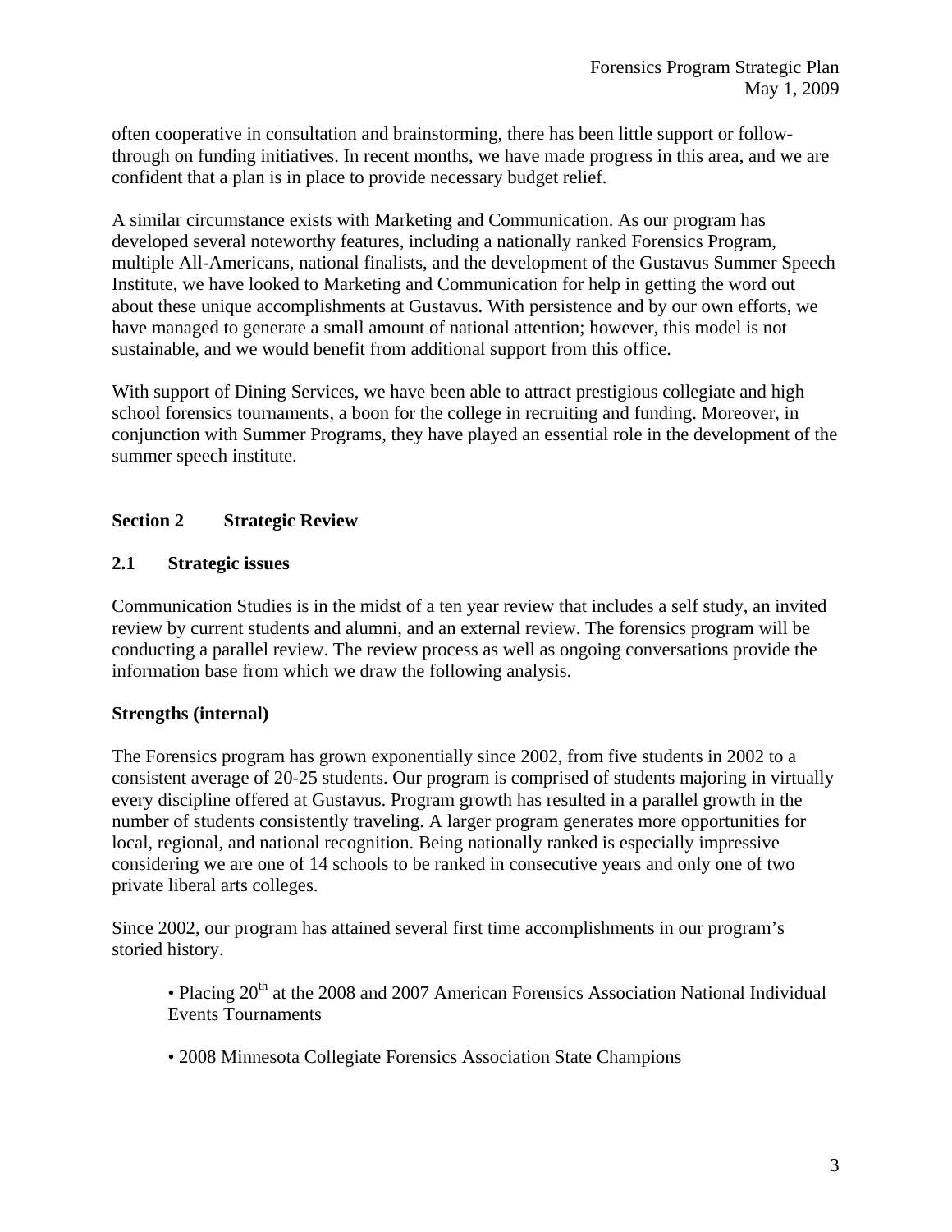often cooperative in consultation and brainstorming, there has been little support or follow-through on funding initiatives. In recent months, we have made progress in this area, and we are confident that a plan is in place to provide necessary budget relief.

A similar circumstance exists with Marketing and Communication. As our program has developed several noteworthy features, including a nationally ranked Forensics Program, multiple All-Americans, national finalists, and the development of the Gustavus Summer Speech Institute, we have looked to Marketing and Communication for help in getting the word out about these unique accomplishments at Gustavus. With persistence and by our own efforts, we have managed to generate a small amount of national attention; however, this model is not sustainable, and we would benefit from additional support from this office.

With support of Dining Services, we have been able to attract prestigious collegiate and high school forensics tournaments, a boon for the college in recruiting and funding. Moreover, in conjunction with Summer Programs, they have played an essential role in the development of the summer speech institute.

## Section 2 Strategic Review

### 2.1 Strategic issues

Communication Studies is in the midst of a ten year review that includes a self study, an invited review by current students and alumni, and an external review. The forensics program will be conducting a parallel review. The review process as well as ongoing conversations provide the information base from which we draw the following analysis.

**Strengths (internal)**

The Forensics program has grown exponentially since 2002, from five students in 2002 to a consistent average of 20-25 students. Our program is comprised of students majoring in virtually every discipline offered at Gustavus. Program growth has resulted in a parallel growth in the number of students consistently traveling. A larger program generates more opportunities for local, regional, and national recognition. Being nationally ranked is especially impressive considering we are one of 14 schools to be ranked in consecutive years and only one of two private liberal arts colleges.

Since 2002, our program has attained several first time accomplishments in our program's storied history.

- Placing 20th at the 2008 and 2007 American Forensics Association National Individual Events Tournaments
- 2008 Minnesota Collegiate Forensics Association State Champions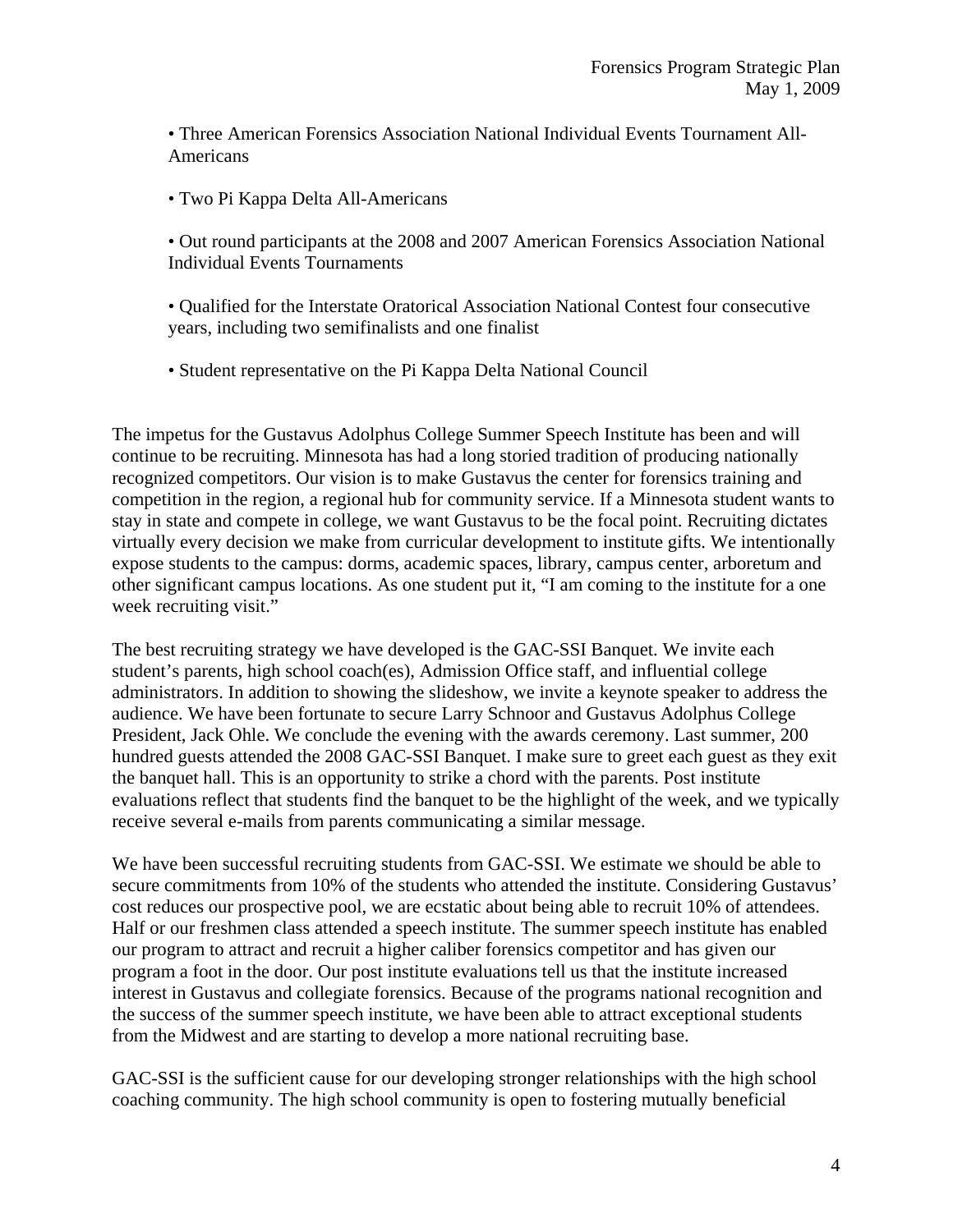- Three American Forensics Association National Individual Events Tournament All-Americans

- Two Pi Kappa Delta All-Americans

- Out round participants at the 2008 and 2007 American Forensics Association National Individual Events Tournaments

- Qualified for the Interstate Oratorical Association National Contest four consecutive years, including two semifinalists and one finalist

- Student representative on the Pi Kappa Delta National Council

The impetus for the Gustavus Adolphus College Summer Speech Institute has been and will continue to be recruiting. Minnesota has had a long storied tradition of producing nationally recognized competitors. Our vision is to make Gustavus the center for forensics training and competition in the region, a regional hub for community service. If a Minnesota student wants to stay in state and compete in college, we want Gustavus to be the focal point. Recruiting dictates virtually every decision we make from curricular development to institute gifts. We intentionally expose students to the campus: dorms, academic spaces, library, campus center, arboretum and other significant campus locations. As one student put it, "I am coming to the institute for a one week recruiting visit."

The best recruiting strategy we have developed is the GAC-SSI Banquet. We invite each student's parents, high school coach(es), Admission Office staff, and influential college administrators. In addition to showing the slideshow, we invite a keynote speaker to address the audience. We have been fortunate to secure Larry Schnoor and Gustavus Adolphus College President, Jack Ohle. We conclude the evening with the awards ceremony. Last summer, 200 hundred guests attended the 2008 GAC-SSI Banquet. I make sure to greet each guest as they exit the banquet hall. This is an opportunity to strike a chord with the parents. Post institute evaluations reflect that students find the banquet to be the highlight of the week, and we typically receive several e-mails from parents communicating a similar message.

We have been successful recruiting students from GAC-SSI. We estimate we should be able to secure commitments from 10% of the students who attended the institute. Considering Gustavus' cost reduces our prospective pool, we are ecstatic about being able to recruit 10% of attendees. Half or our freshmen class attended a speech institute. The summer speech institute has enabled our program to attract and recruit a higher caliber forensics competitor and has given our program a foot in the door. Our post institute evaluations tell us that the institute increased interest in Gustavus and collegiate forensics. Because of the programs national recognition and the success of the summer speech institute, we have been able to attract exceptional students from the Midwest and are starting to develop a more national recruiting base.

GAC-SSI is the sufficient cause for our developing stronger relationships with the high school coaching community. The high school community is open to fostering mutually beneficial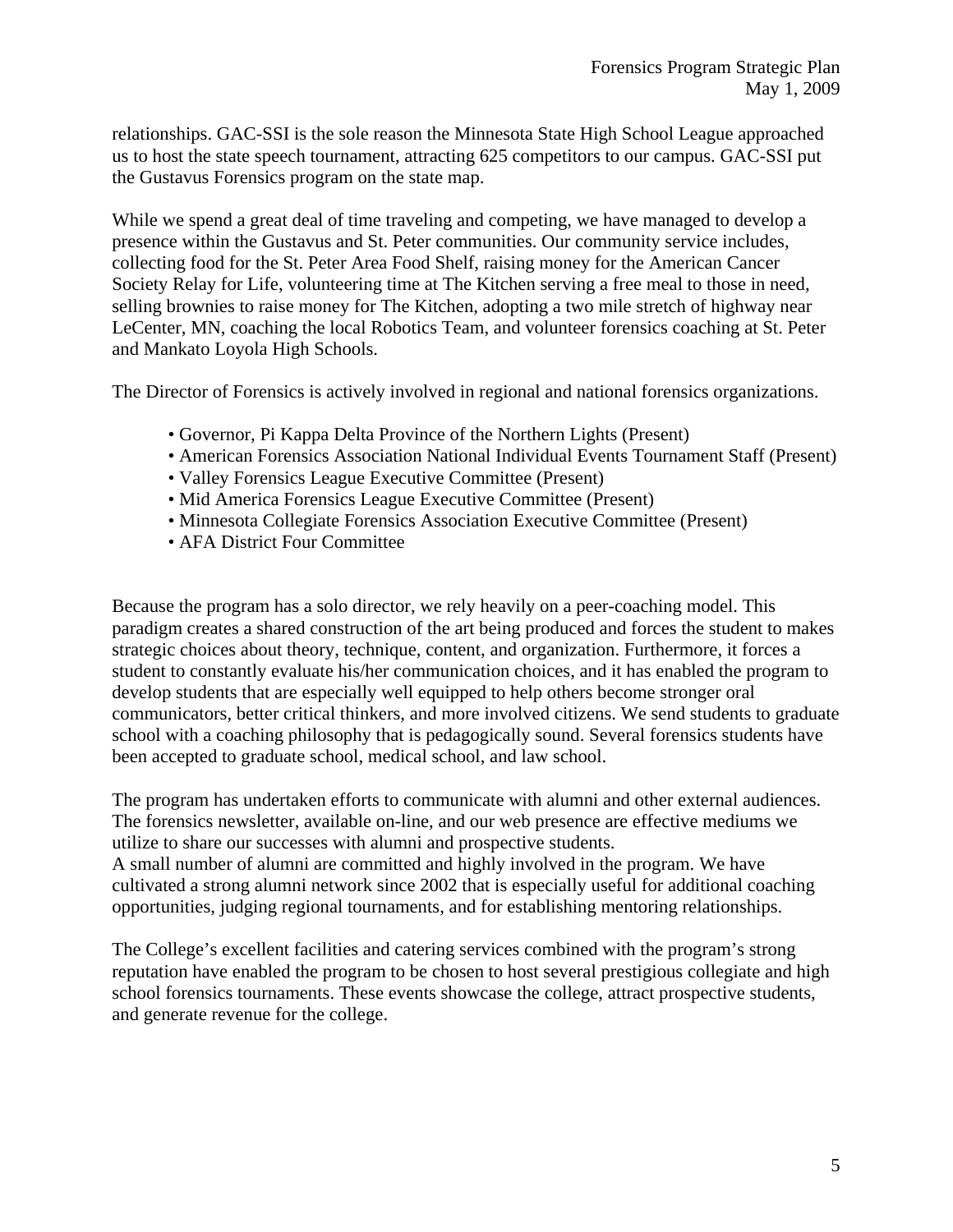relationships. GAC-SSI is the sole reason the Minnesota State High School League approached us to host the state speech tournament, attracting 625 competitors to our campus. GAC-SSI put the Gustavus Forensics program on the state map.

While we spend a great deal of time traveling and competing, we have managed to develop a presence within the Gustavus and St. Peter communities. Our community service includes, collecting food for the St. Peter Area Food Shelf, raising money for the American Cancer Society Relay for Life, volunteering time at The Kitchen serving a free meal to those in need, selling brownies to raise money for The Kitchen, adopting a two mile stretch of highway near LeCenter, MN, coaching the local Robotics Team, and volunteer forensics coaching at St. Peter and Mankato Loyola High Schools.

The Director of Forensics is actively involved in regional and national forensics organizations.

- Governor, Pi Kappa Delta Province of the Northern Lights (Present)
- American Forensics Association National Individual Events Tournament Staff (Present)
- Valley Forensics League Executive Committee (Present)
- Mid America Forensics League Executive Committee (Present)
- Minnesota Collegiate Forensics Association Executive Committee (Present)
- AFA District Four Committee

Because the program has a solo director, we rely heavily on a peer-coaching model. This paradigm creates a shared construction of the art being produced and forces the student to makes strategic choices about theory, technique, content, and organization. Furthermore, it forces a student to constantly evaluate his/her communication choices, and it has enabled the program to develop students that are especially well equipped to help others become stronger oral communicators, better critical thinkers, and more involved citizens. We send students to graduate school with a coaching philosophy that is pedagogically sound. Several forensics students have been accepted to graduate school, medical school, and law school.

The program has undertaken efforts to communicate with alumni and other external audiences. The forensics newsletter, available on-line, and our web presence are effective mediums we utilize to share our successes with alumni and prospective students.
A small number of alumni are committed and highly involved in the program. We have cultivated a strong alumni network since 2002 that is especially useful for additional coaching opportunities, judging regional tournaments, and for establishing mentoring relationships.

The College's excellent facilities and catering services combined with the program's strong reputation have enabled the program to be chosen to host several prestigious collegiate and high school forensics tournaments. These events showcase the college, attract prospective students, and generate revenue for the college.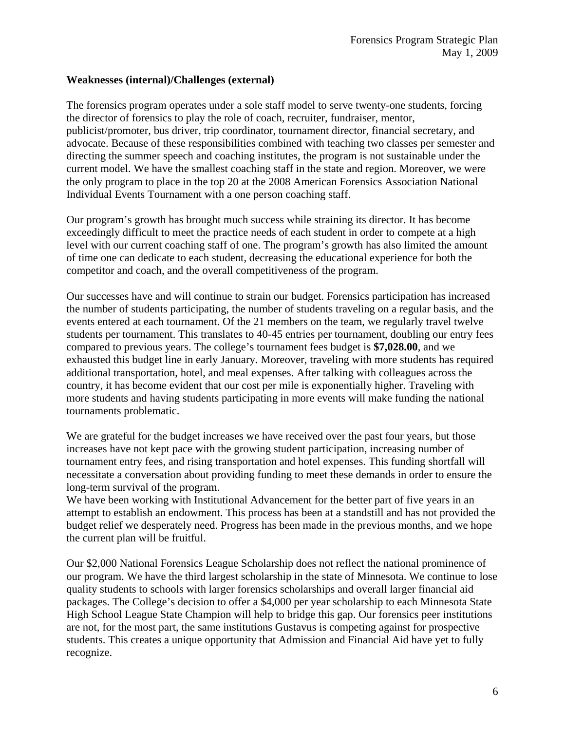**Weaknesses (internal)/Challenges (external)**

The forensics program operates under a sole staff model to serve twenty-one students, forcing the director of forensics to play the role of coach, recruiter, fundraiser, mentor, publicist/promoter, bus driver, trip coordinator, tournament director, financial secretary, and advocate. Because of these responsibilities combined with teaching two classes per semester and directing the summer speech and coaching institutes, the program is not sustainable under the current model. We have the smallest coaching staff in the state and region. Moreover, we were the only program to place in the top 20 at the 2008 American Forensics Association National Individual Events Tournament with a one person coaching staff.

Our program's growth has brought much success while straining its director. It has become exceedingly difficult to meet the practice needs of each student in order to compete at a high level with our current coaching staff of one. The program's growth has also limited the amount of time one can dedicate to each student, decreasing the educational experience for both the competitor and coach, and the overall competitiveness of the program.

Our successes have and will continue to strain our budget. Forensics participation has increased the number of students participating, the number of students traveling on a regular basis, and the events entered at each tournament. Of the 21 members on the team, we regularly travel twelve students per tournament. This translates to 40-45 entries per tournament, doubling our entry fees compared to previous years. The college's tournament fees budget is **$7,028.00**, and we exhausted this budget line in early January. Moreover, traveling with more students has required additional transportation, hotel, and meal expenses. After talking with colleagues across the country, it has become evident that our cost per mile is exponentially higher. Traveling with more students and having students participating in more events will make funding the national tournaments problematic.

We are grateful for the budget increases we have received over the past four years, but those increases have not kept pace with the growing student participation, increasing number of tournament entry fees, and rising transportation and hotel expenses. This funding shortfall will necessitate a conversation about providing funding to meet these demands in order to ensure the long-term survival of the program.

We have been working with Institutional Advancement for the better part of five years in an attempt to establish an endowment. This process has been at a standstill and has not provided the budget relief we desperately need. Progress has been made in the previous months, and we hope the current plan will be fruitful.

Our $2,000 National Forensics League Scholarship does not reflect the national prominence of our program. We have the third largest scholarship in the state of Minnesota. We continue to lose quality students to schools with larger forensics scholarships and overall larger financial aid packages. The College's decision to offer a $4,000 per year scholarship to each Minnesota State High School League State Champion will help to bridge this gap. Our forensics peer institutions are not, for the most part, the same institutions Gustavus is competing against for prospective students. This creates a unique opportunity that Admission and Financial Aid have yet to fully recognize.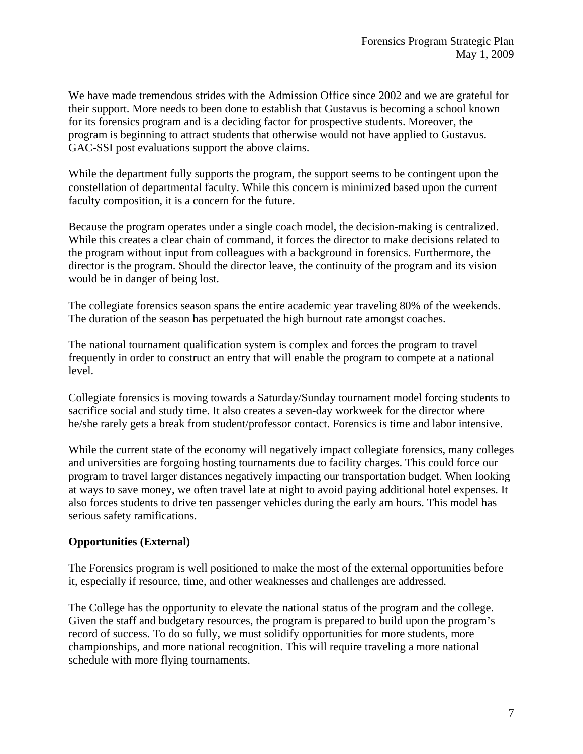We have made tremendous strides with the Admission Office since 2002 and we are grateful for their support. More needs to been done to establish that Gustavus is becoming a school known for its forensics program and is a deciding factor for prospective students. Moreover, the program is beginning to attract students that otherwise would not have applied to Gustavus. GAC-SSI post evaluations support the above claims.

While the department fully supports the program, the support seems to be contingent upon the constellation of departmental faculty. While this concern is minimized based upon the current faculty composition, it is a concern for the future.

Because the program operates under a single coach model, the decision-making is centralized. While this creates a clear chain of command, it forces the director to make decisions related to the program without input from colleagues with a background in forensics. Furthermore, the director is the program. Should the director leave, the continuity of the program and its vision would be in danger of being lost.

The collegiate forensics season spans the entire academic year traveling 80% of the weekends. The duration of the season has perpetuated the high burnout rate amongst coaches.

The national tournament qualification system is complex and forces the program to travel frequently in order to construct an entry that will enable the program to compete at a national level.

Collegiate forensics is moving towards a Saturday/Sunday tournament model forcing students to sacrifice social and study time. It also creates a seven-day workweek for the director where he/she rarely gets a break from student/professor contact. Forensics is time and labor intensive.

While the current state of the economy will negatively impact collegiate forensics, many colleges and universities are forgoing hosting tournaments due to facility charges. This could force our program to travel larger distances negatively impacting our transportation budget. When looking at ways to save money, we often travel late at night to avoid paying additional hotel expenses. It also forces students to drive ten passenger vehicles during the early am hours. This model has serious safety ramifications.

**Opportunities (External)**

The Forensics program is well positioned to make the most of the external opportunities before it, especially if resource, time, and other weaknesses and challenges are addressed.

The College has the opportunity to elevate the national status of the program and the college. Given the staff and budgetary resources, the program is prepared to build upon the program's record of success. To do so fully, we must solidify opportunities for more students, more championships, and more national recognition. This will require traveling a more national schedule with more flying tournaments.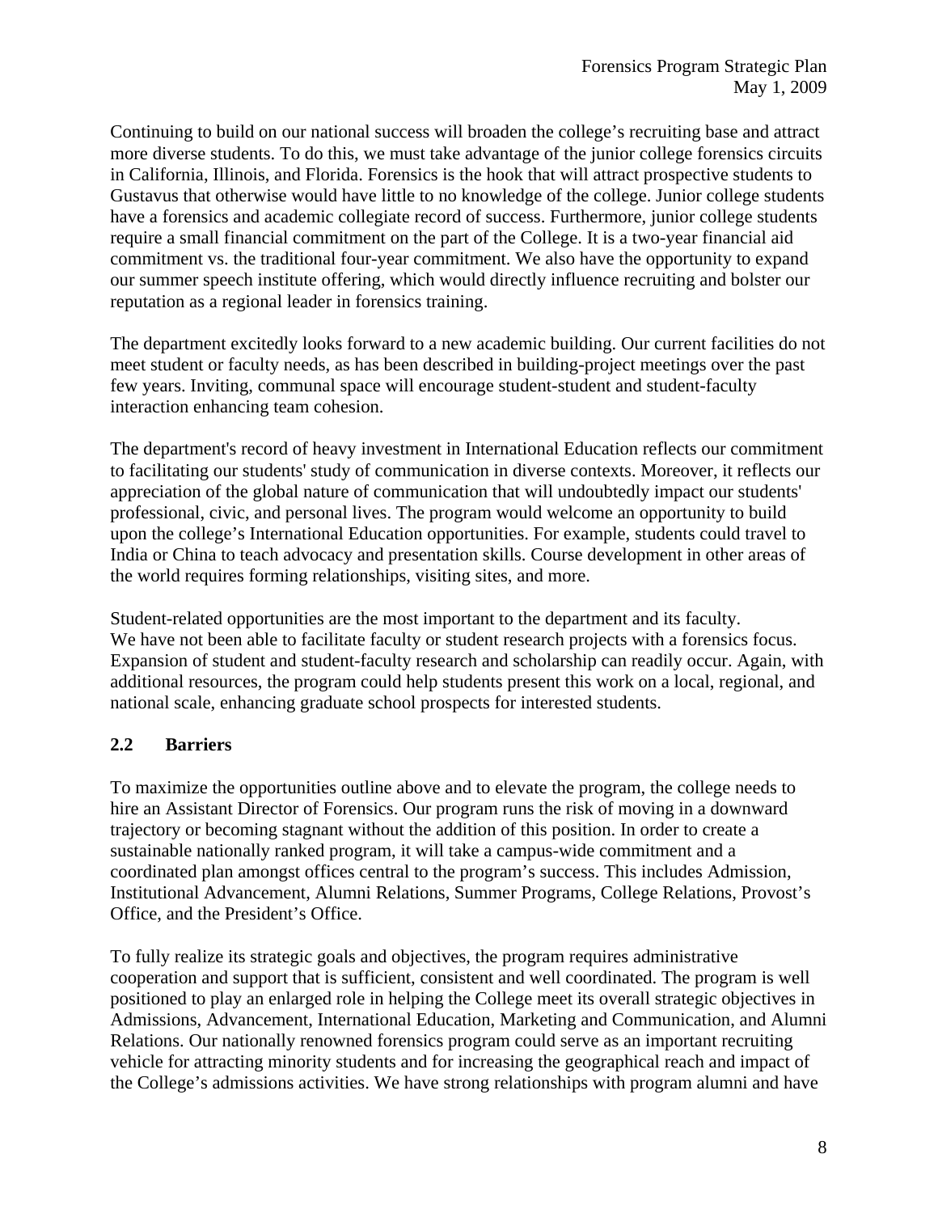Continuing to build on our national success will broaden the college's recruiting base and attract more diverse students. To do this, we must take advantage of the junior college forensics circuits in California, Illinois, and Florida. Forensics is the hook that will attract prospective students to Gustavus that otherwise would have little to no knowledge of the college. Junior college students have a forensics and academic collegiate record of success. Furthermore, junior college students require a small financial commitment on the part of the College. It is a two-year financial aid commitment vs. the traditional four-year commitment. We also have the opportunity to expand our summer speech institute offering, which would directly influence recruiting and bolster our reputation as a regional leader in forensics training.

The department excitedly looks forward to a new academic building. Our current facilities do not meet student or faculty needs, as has been described in building-project meetings over the past few years. Inviting, communal space will encourage student-student and student-faculty interaction enhancing team cohesion.

The department's record of heavy investment in International Education reflects our commitment to facilitating our students' study of communication in diverse contexts. Moreover, it reflects our appreciation of the global nature of communication that will undoubtedly impact our students' professional, civic, and personal lives. The program would welcome an opportunity to build upon the college's International Education opportunities. For example, students could travel to India or China to teach advocacy and presentation skills. Course development in other areas of the world requires forming relationships, visiting sites, and more.

Student-related opportunities are the most important to the department and its faculty. We have not been able to facilitate faculty or student research projects with a forensics focus. Expansion of student and student-faculty research and scholarship can readily occur. Again, with additional resources, the program could help students present this work on a local, regional, and national scale, enhancing graduate school prospects for interested students.

## 2.2 Barriers

To maximize the opportunities outline above and to elevate the program, the college needs to hire an Assistant Director of Forensics. Our program runs the risk of moving in a downward trajectory or becoming stagnant without the addition of this position. In order to create a sustainable nationally ranked program, it will take a campus-wide commitment and a coordinated plan amongst offices central to the program's success. This includes Admission, Institutional Advancement, Alumni Relations, Summer Programs, College Relations, Provost's Office, and the President's Office.

To fully realize its strategic goals and objectives, the program requires administrative cooperation and support that is sufficient, consistent and well coordinated. The program is well positioned to play an enlarged role in helping the College meet its overall strategic objectives in Admissions, Advancement, International Education, Marketing and Communication, and Alumni Relations. Our nationally renowned forensics program could serve as an important recruiting vehicle for attracting minority students and for increasing the geographical reach and impact of the College's admissions activities. We have strong relationships with program alumni and have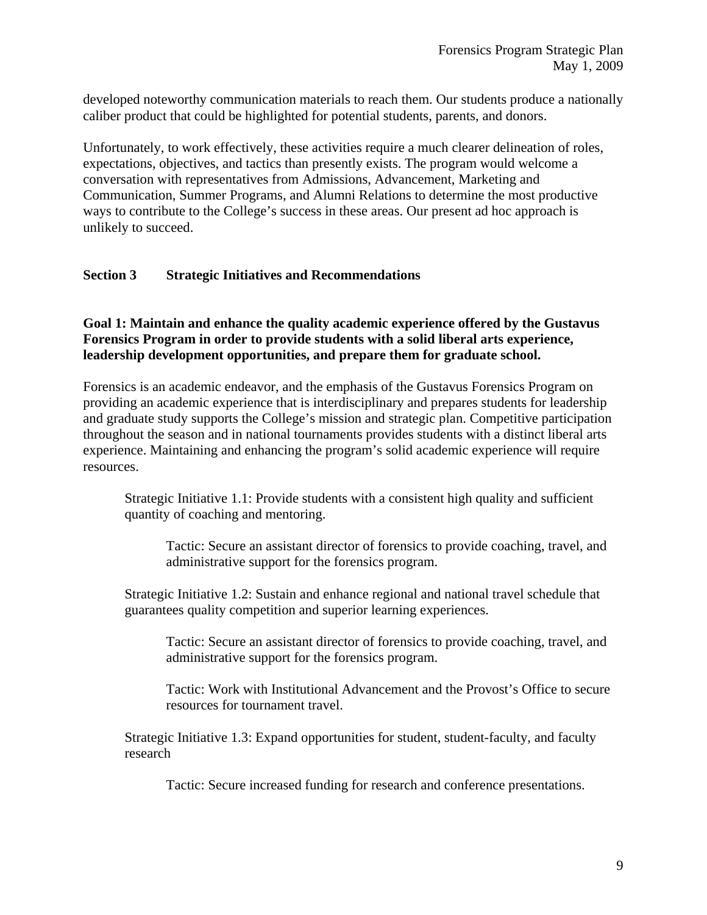developed noteworthy communication materials to reach them. Our students produce a nationally caliber product that could be highlighted for potential students, parents, and donors.

Unfortunately, to work effectively, these activities require a much clearer delineation of roles, expectations, objectives, and tactics than presently exists. The program would welcome a conversation with representatives from Admissions, Advancement, Marketing and Communication, Summer Programs, and Alumni Relations to determine the most productive ways to contribute to the College's success in these areas. Our present ad hoc approach is unlikely to succeed.

## Section 3 Strategic Initiatives and Recommendations

**Goal 1: Maintain and enhance the quality academic experience offered by the Gustavus Forensics Program in order to provide students with a solid liberal arts experience, leadership development opportunities, and prepare them for graduate school.**

Forensics is an academic endeavor, and the emphasis of the Gustavus Forensics Program on providing an academic experience that is interdisciplinary and prepares students for leadership and graduate study supports the College's mission and strategic plan. Competitive participation throughout the season and in national tournaments provides students with a distinct liberal arts experience. Maintaining and enhancing the program's solid academic experience will require resources.

> Strategic Initiative 1.1: Provide students with a consistent high quality and sufficient quantity of coaching and mentoring.
>
> > Tactic: Secure an assistant director of forensics to provide coaching, travel, and administrative support for the forensics program.
>
> Strategic Initiative 1.2: Sustain and enhance regional and national travel schedule that guarantees quality competition and superior learning experiences.
>
> > Tactic: Secure an assistant director of forensics to provide coaching, travel, and administrative support for the forensics program.
> >
> > Tactic: Work with Institutional Advancement and the Provost's Office to secure resources for tournament travel.
>
> Strategic Initiative 1.3: Expand opportunities for student, student-faculty, and faculty research
>
> > Tactic: Secure increased funding for research and conference presentations.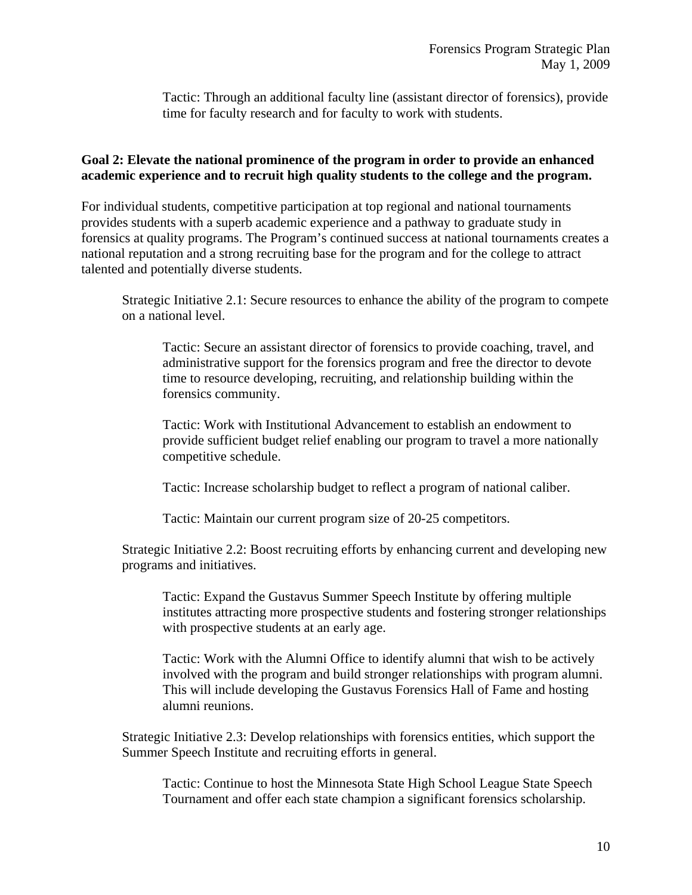Tactic: Through an additional faculty line (assistant director of forensics), provide time for faculty research and for faculty to work with students.

**Goal 2: Elevate the national prominence of the program in order to provide an enhanced academic experience and to recruit high quality students to the college and the program.**

For individual students, competitive participation at top regional and national tournaments provides students with a superb academic experience and a pathway to graduate study in forensics at quality programs. The Program's continued success at national tournaments creates a national reputation and a strong recruiting base for the program and for the college to attract talented and potentially diverse students.

Strategic Initiative 2.1: Secure resources to enhance the ability of the program to compete on a national level.

Tactic: Secure an assistant director of forensics to provide coaching, travel, and administrative support for the forensics program and free the director to devote time to resource developing, recruiting, and relationship building within the forensics community.

Tactic: Work with Institutional Advancement to establish an endowment to provide sufficient budget relief enabling our program to travel a more nationally competitive schedule.

Tactic: Increase scholarship budget to reflect a program of national caliber.

Tactic: Maintain our current program size of 20-25 competitors.

Strategic Initiative 2.2: Boost recruiting efforts by enhancing current and developing new programs and initiatives.

Tactic: Expand the Gustavus Summer Speech Institute by offering multiple institutes attracting more prospective students and fostering stronger relationships with prospective students at an early age.

Tactic: Work with the Alumni Office to identify alumni that wish to be actively involved with the program and build stronger relationships with program alumni. This will include developing the Gustavus Forensics Hall of Fame and hosting alumni reunions.

Strategic Initiative 2.3: Develop relationships with forensics entities, which support the Summer Speech Institute and recruiting efforts in general.

Tactic: Continue to host the Minnesota State High School League State Speech Tournament and offer each state champion a significant forensics scholarship.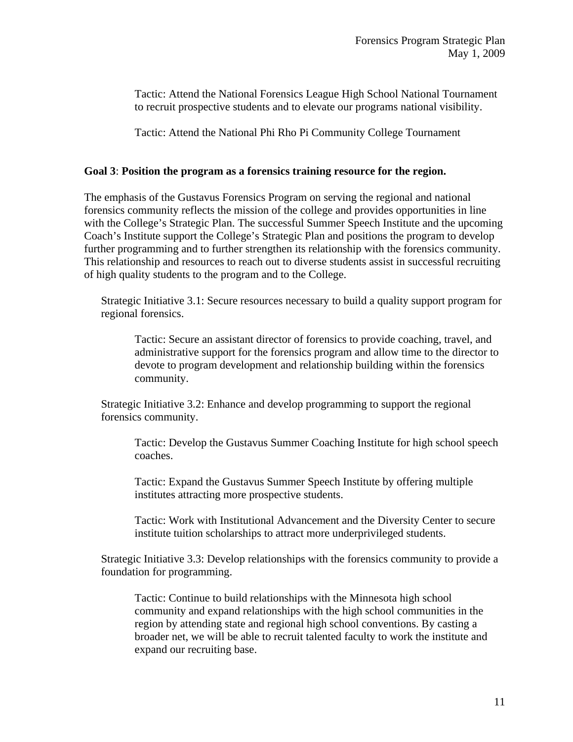Tactic: Attend the National Forensics League High School National Tournament to recruit prospective students and to elevate our programs national visibility.

Tactic: Attend the National Phi Rho Pi Community College Tournament

**Goal 3**: **Position the program as a forensics training resource for the region.**

The emphasis of the Gustavus Forensics Program on serving the regional and national forensics community reflects the mission of the college and provides opportunities in line with the College's Strategic Plan. The successful Summer Speech Institute and the upcoming Coach's Institute support the College's Strategic Plan and positions the program to develop further programming and to further strengthen its relationship with the forensics community. This relationship and resources to reach out to diverse students assist in successful recruiting of high quality students to the program and to the College.

Strategic Initiative 3.1: Secure resources necessary to build a quality support program for regional forensics.

Tactic: Secure an assistant director of forensics to provide coaching, travel, and administrative support for the forensics program and allow time to the director to devote to program development and relationship building within the forensics community.

Strategic Initiative 3.2: Enhance and develop programming to support the regional forensics community.

Tactic: Develop the Gustavus Summer Coaching Institute for high school speech coaches.

Tactic: Expand the Gustavus Summer Speech Institute by offering multiple institutes attracting more prospective students.

Tactic: Work with Institutional Advancement and the Diversity Center to secure institute tuition scholarships to attract more underprivileged students.

Strategic Initiative 3.3: Develop relationships with the forensics community to provide a foundation for programming.

Tactic: Continue to build relationships with the Minnesota high school community and expand relationships with the high school communities in the region by attending state and regional high school conventions. By casting a broader net, we will be able to recruit talented faculty to work the institute and expand our recruiting base.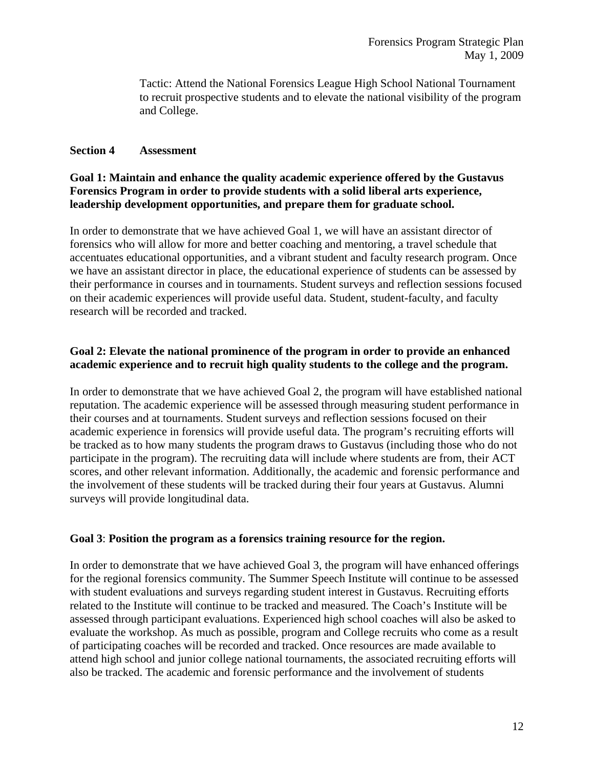Tactic: Attend the National Forensics League High School National Tournament to recruit prospective students and to elevate the national visibility of the program and College.

## Section 4 Assessment

**Goal 1: Maintain and enhance the quality academic experience offered by the Gustavus Forensics Program in order to provide students with a solid liberal arts experience, leadership development opportunities, and prepare them for graduate school.**

In order to demonstrate that we have achieved Goal 1, we will have an assistant director of forensics who will allow for more and better coaching and mentoring, a travel schedule that accentuates educational opportunities, and a vibrant student and faculty research program. Once we have an assistant director in place, the educational experience of students can be assessed by their performance in courses and in tournaments. Student surveys and reflection sessions focused on their academic experiences will provide useful data. Student, student-faculty, and faculty research will be recorded and tracked.

**Goal 2: Elevate the national prominence of the program in order to provide an enhanced academic experience and to recruit high quality students to the college and the program.**

In order to demonstrate that we have achieved Goal 2, the program will have established national reputation. The academic experience will be assessed through measuring student performance in their courses and at tournaments. Student surveys and reflection sessions focused on their academic experience in forensics will provide useful data. The program's recruiting efforts will be tracked as to how many students the program draws to Gustavus (including those who do not participate in the program). The recruiting data will include where students are from, their ACT scores, and other relevant information. Additionally, the academic and forensic performance and the involvement of these students will be tracked during their four years at Gustavus. Alumni surveys will provide longitudinal data.

**Goal 3**: **Position the program as a forensics training resource for the region.**

In order to demonstrate that we have achieved Goal 3, the program will have enhanced offerings for the regional forensics community. The Summer Speech Institute will continue to be assessed with student evaluations and surveys regarding student interest in Gustavus. Recruiting efforts related to the Institute will continue to be tracked and measured. The Coach's Institute will be assessed through participant evaluations. Experienced high school coaches will also be asked to evaluate the workshop. As much as possible, program and College recruits who come as a result of participating coaches will be recorded and tracked. Once resources are made available to attend high school and junior college national tournaments, the associated recruiting efforts will also be tracked. The academic and forensic performance and the involvement of students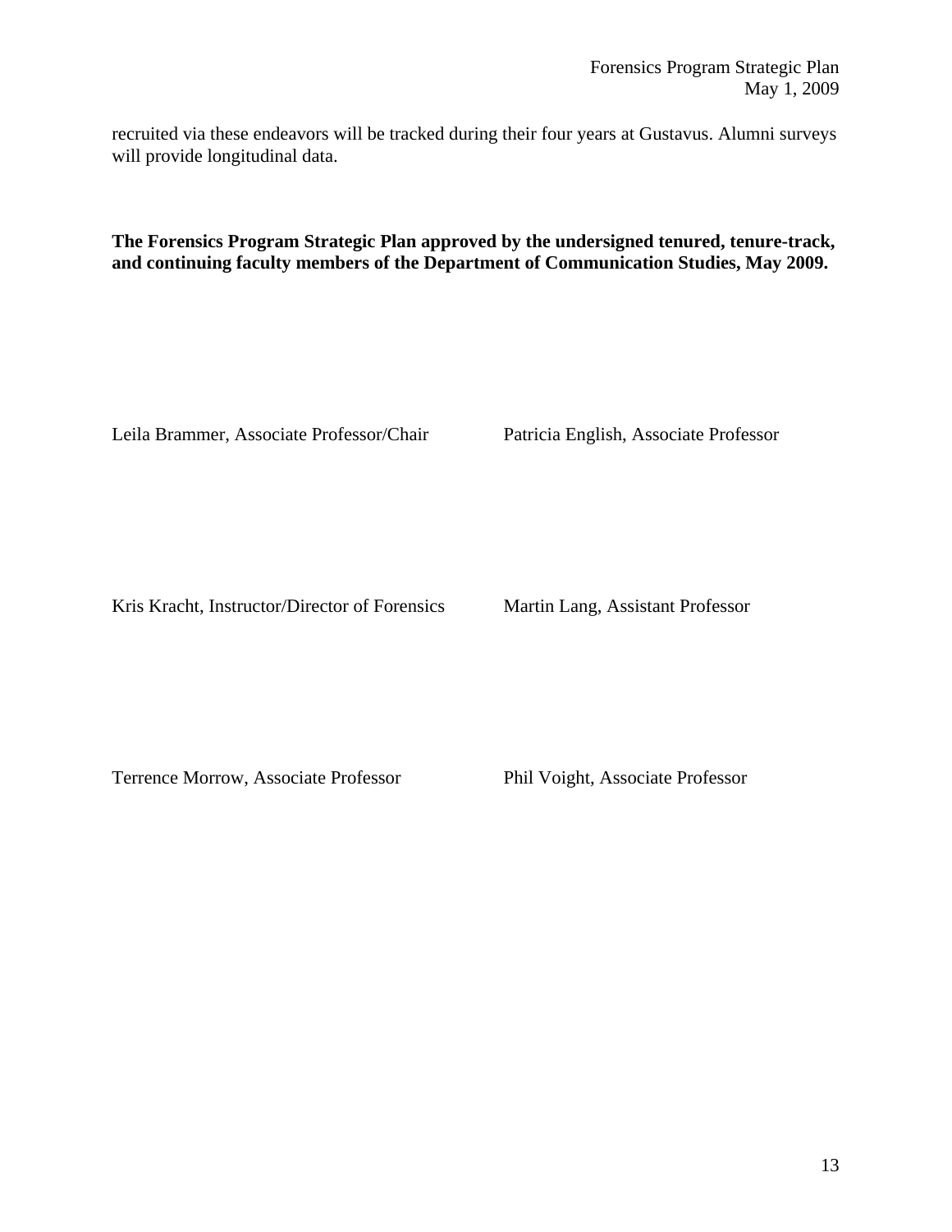recruited via these endeavors will be tracked during their four years at Gustavus. Alumni surveys will provide longitudinal data.

**The Forensics Program Strategic Plan approved by the undersigned tenured, tenure-track, and continuing faculty members of the Department of Communication Studies, May 2009.**

Leila Brammer, Associate Professor/Chair

Patricia English, Associate Professor

Kris Kracht, Instructor/Director of Forensics

Martin Lang, Assistant Professor

Terrence Morrow, Associate Professor

Phil Voight, Associate Professor